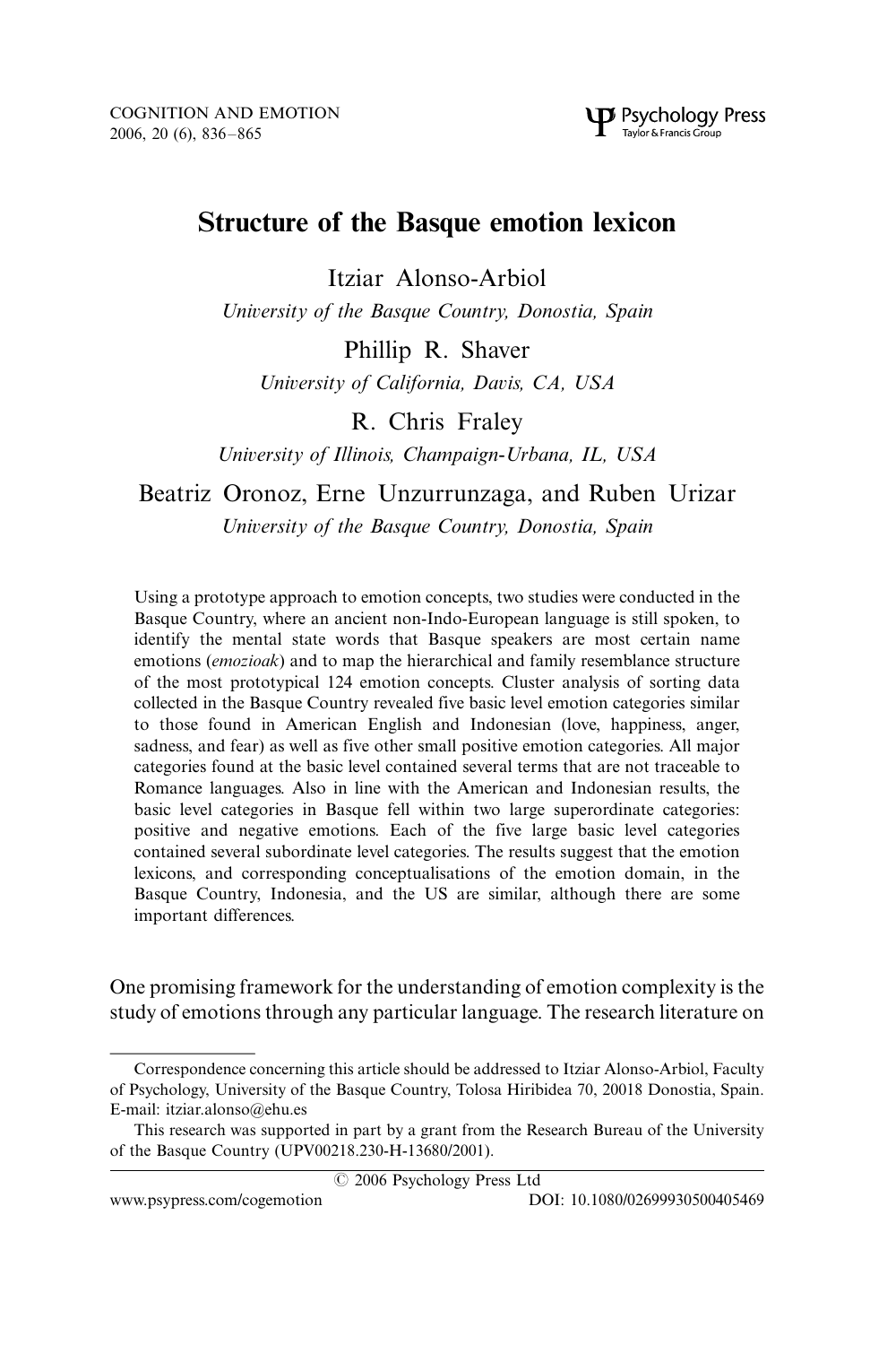# Structure of the Basque emotion lexicon

Itziar Alonso-Arbiol

*University of the Basque Country, Donostia, Spain*

Phillip R. Shaver

*University of California, Davis, CA, USA*

R. Chris Fraley

*University of Illinois, Champaign-Urbana, IL, USA*

Beatriz Oronoz, Erne Unzurrunzaga, and Ruben Urizar

*University of the Basque Country, Donostia, Spain*

Using a prototype approach to emotion concepts, two studies were conducted in the Basque Country, where an ancient non-Indo-European language is still spoken, to identify the mental state words that Basque speakers are most certain name emotions (*emozioak*) and to map the hierarchical and family resemblance structure of the most prototypical 124 emotion concepts. Cluster analysis of sorting data collected in the Basque Country revealed five basic level emotion categories similar to those found in American English and Indonesian (love, happiness, anger, sadness, and fear) as well as five other small positive emotion categories. All major categories found at the basic level contained several terms that are not traceable to Romance languages. Also in line with the American and Indonesian results, the basic level categories in Basque fell within two large superordinate categories: positive and negative emotions. Each of the five large basic level categories contained several subordinate level categories. The results suggest that the emotion lexicons, and corresponding conceptualisations of the emotion domain, in the Basque Country, Indonesia, and the US are similar, although there are some important differences.

One promising framework for the understanding of emotion complexity is the study of emotions through any particular language. The research literature on

---

Correspondence concerning this article should be addressed to Itziar Alonso-Arbiol, Faculty of Psychology, University of the Basque Country, Tolosa Hiribidea 70, 20018 Donostia, Spain. E-mail: itziar.alonso@ehu.es

This research was supported in part by a grant from the Research Bureau of the University of the Basque Country (UPV00218.230-H-13680/2001).

© 2006 Psychology Press Ltd

www.psypress.com/cogemotion DOI: 10.1080/02699930500405469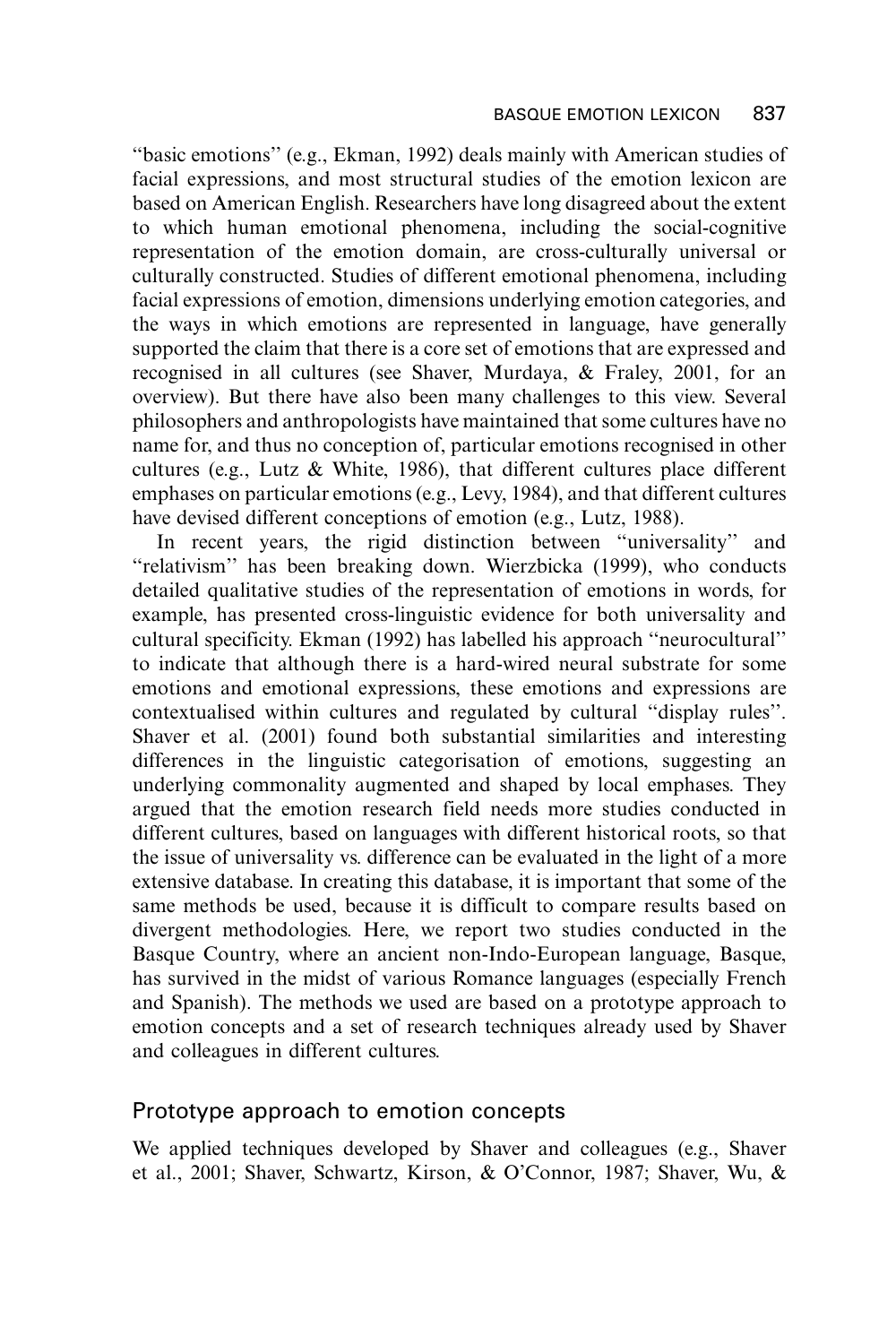"basic emotions" (e.g., Ekman, 1992) deals mainly with American studies of facial expressions, and most structural studies of the emotion lexicon are based on American English. Researchers have long disagreed about the extent to which human emotional phenomena, including the social-cognitive representation of the emotion domain, are cross-culturally universal or culturally constructed. Studies of different emotional phenomena, including facial expressions of emotion, dimensions underlying emotion categories, and the ways in which emotions are represented in language, have generally supported the claim that there is a core set of emotions that are expressed and recognised in all cultures (see Shaver, Murdaya, & Fraley, 2001, for an overview). But there have also been many challenges to this view. Several philosophers and anthropologists have maintained that some cultures have no name for, and thus no conception of, particular emotions recognised in other cultures (e.g., Lutz & White, 1986), that different cultures place different emphases on particular emotions (e.g., Levy, 1984), and that different cultures have devised different conceptions of emotion (e.g., Lutz, 1988).

In recent years, the rigid distinction between "universality" and "relativism" has been breaking down. Wierzbicka (1999), who conducts detailed qualitative studies of the representation of emotions in words, for example, has presented cross-linguistic evidence for both universality and cultural specificity. Ekman (1992) has labelled his approach "neurocultural" to indicate that although there is a hard-wired neural substrate for some emotions and emotional expressions, these emotions and expressions are contextualised within cultures and regulated by cultural "display rules". Shaver et al. (2001) found both substantial similarities and interesting differences in the linguistic categorisation of emotions, suggesting an underlying commonality augmented and shaped by local emphases. They argued that the emotion research field needs more studies conducted in different cultures, based on languages with different historical roots, so that the issue of universality vs. difference can be evaluated in the light of a more extensive database. In creating this database, it is important that some of the same methods be used, because it is difficult to compare results based on divergent methodologies. Here, we report two studies conducted in the Basque Country, where an ancient non-Indo-European language, Basque, has survived in the midst of various Romance languages (especially French and Spanish). The methods we used are based on a prototype approach to emotion concepts and a set of research techniques already used by Shaver and colleagues in different cultures.

## Prototype approach to emotion concepts

We applied techniques developed by Shaver and colleagues (e.g., Shaver et al., 2001; Shaver, Schwartz, Kirson, & O'Connor, 1987; Shaver, Wu, &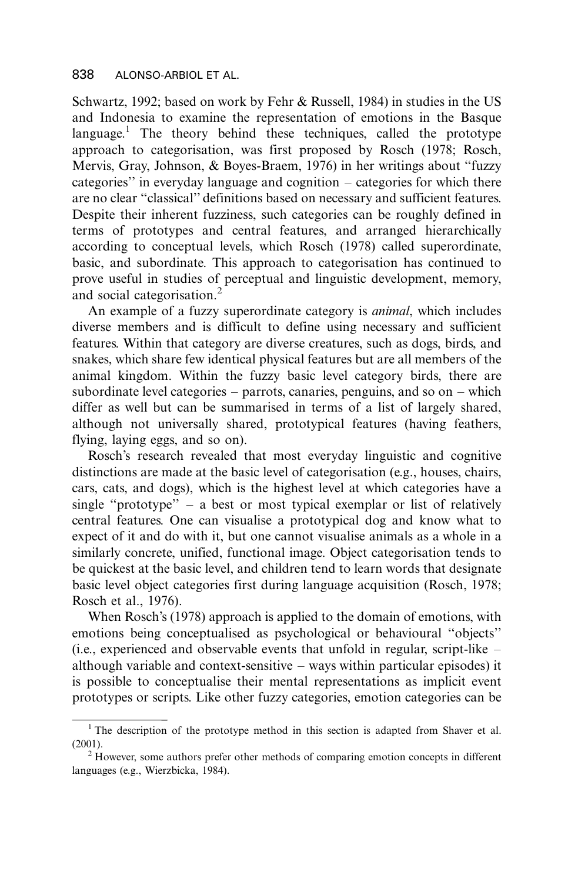Schwartz, 1992; based on work by Fehr & Russell, 1984) in studies in the US and Indonesia to examine the representation of emotions in the Basque language.[1] The theory behind these techniques, called the prototype approach to categorisation, was first proposed by Rosch (1978; Rosch, Mervis, Gray, Johnson, & Boyes-Braem, 1976) in her writings about "fuzzy categories" in everyday language and cognition – categories for which there are no clear "classical" definitions based on necessary and sufficient features. Despite their inherent fuzziness, such categories can be roughly defined in terms of prototypes and central features, and arranged hierarchically according to conceptual levels, which Rosch (1978) called superordinate, basic, and subordinate. This approach to categorisation has continued to prove useful in studies of perceptual and linguistic development, memory, and social categorisation.[2]

An example of a fuzzy superordinate category is *animal*, which includes diverse members and is difficult to define using necessary and sufficient features. Within that category are diverse creatures, such as dogs, birds, and snakes, which share few identical physical features but are all members of the animal kingdom. Within the fuzzy basic level category birds, there are subordinate level categories – parrots, canaries, penguins, and so on – which differ as well but can be summarised in terms of a list of largely shared, although not universally shared, prototypical features (having feathers, flying, laying eggs, and so on).

Rosch's research revealed that most everyday linguistic and cognitive distinctions are made at the basic level of categorisation (e.g., houses, chairs, cars, cats, and dogs), which is the highest level at which categories have a single "prototype" – a best or most typical exemplar or list of relatively central features. One can visualise a prototypical dog and know what to expect of it and do with it, but one cannot visualise animals as a whole in a similarly concrete, unified, functional image. Object categorisation tends to be quickest at the basic level, and children tend to learn words that designate basic level object categories first during language acquisition (Rosch, 1978; Rosch et al., 1976).

When Rosch's (1978) approach is applied to the domain of emotions, with emotions being conceptualised as psychological or behavioural "objects" (i.e., experienced and observable events that unfold in regular, script-like – although variable and context-sensitive – ways within particular episodes) it is possible to conceptualise their mental representations as implicit event prototypes or scripts. Like other fuzzy categories, emotion categories can be

---

[1] The description of the prototype method in this section is adapted from Shaver et al. (2001).

[2] However, some authors prefer other methods of comparing emotion concepts in different languages (e.g., Wierzbicka, 1984).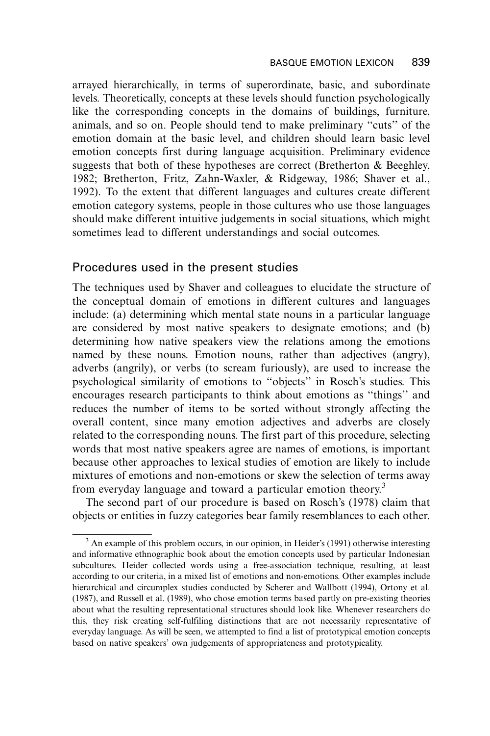arrayed hierarchically, in terms of superordinate, basic, and subordinate levels. Theoretically, concepts at these levels should function psychologically like the corresponding concepts in the domains of buildings, furniture, animals, and so on. People should tend to make preliminary "cuts" of the emotion domain at the basic level, and children should learn basic level emotion concepts first during language acquisition. Preliminary evidence suggests that both of these hypotheses are correct (Bretherton & Beeghley, 1982; Bretherton, Fritz, Zahn-Waxler, & Ridgeway, 1986; Shaver et al., 1992). To the extent that different languages and cultures create different emotion category systems, people in those cultures who use those languages should make different intuitive judgements in social situations, which might sometimes lead to different understandings and social outcomes.

## Procedures used in the present studies

The techniques used by Shaver and colleagues to elucidate the structure of the conceptual domain of emotions in different cultures and languages include: (a) determining which mental state nouns in a particular language are considered by most native speakers to designate emotions; and (b) determining how native speakers view the relations among the emotions named by these nouns. Emotion nouns, rather than adjectives (angry), adverbs (angrily), or verbs (to scream furiously), are used to increase the psychological similarity of emotions to "objects" in Rosch's studies. This encourages research participants to think about emotions as "things" and reduces the number of items to be sorted without strongly affecting the overall content, since many emotion adjectives and adverbs are closely related to the corresponding nouns. The first part of this procedure, selecting words that most native speakers agree are names of emotions, is important because other approaches to lexical studies of emotion are likely to include mixtures of emotions and non-emotions or skew the selection of terms away from everyday language and toward a particular emotion theory.[3]

The second part of our procedure is based on Rosch's (1978) claim that objects or entities in fuzzy categories bear family resemblances to each other.

[3] An example of this problem occurs, in our opinion, in Heider's (1991) otherwise interesting and informative ethnographic book about the emotion concepts used by particular Indonesian subcultures. Heider collected words using a free-association technique, resulting, at least according to our criteria, in a mixed list of emotions and non-emotions. Other examples include hierarchical and circumplex studies conducted by Scherer and Wallbott (1994), Ortony et al. (1987), and Russell et al. (1989), who chose emotion terms based partly on pre-existing theories about what the resulting representational structures should look like. Whenever researchers do this, they risk creating self-fulfiling distinctions that are not necessarily representative of everyday language. As will be seen, we attempted to find a list of prototypical emotion concepts based on native speakers' own judgements of appropriateness and prototypicality.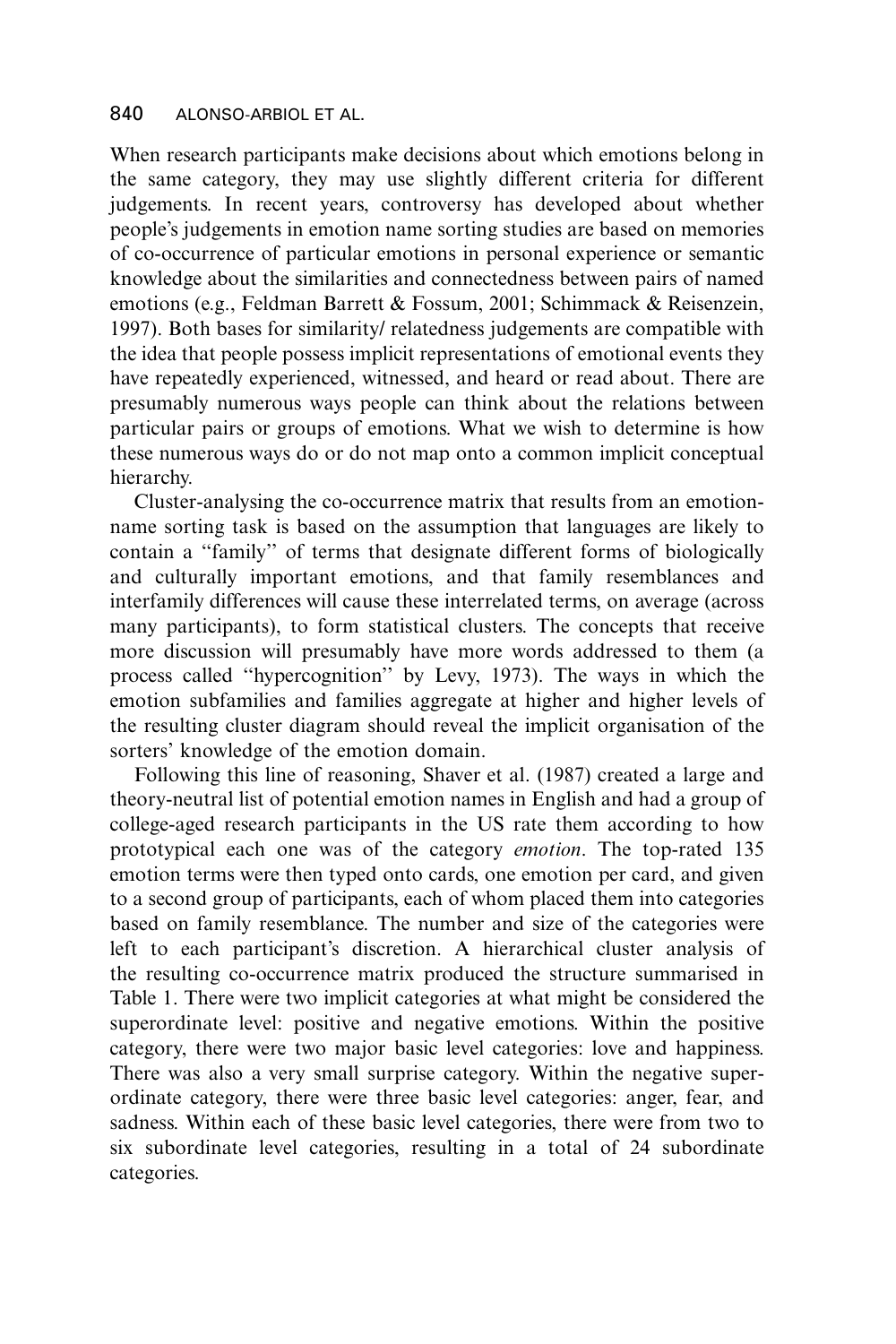When research participants make decisions about which emotions belong in the same category, they may use slightly different criteria for different judgements. In recent years, controversy has developed about whether people's judgements in emotion name sorting studies are based on memories of co-occurrence of particular emotions in personal experience or semantic knowledge about the similarities and connectedness between pairs of named emotions (e.g., Feldman Barrett & Fossum, 2001; Schimmack & Reisenzein, 1997). Both bases for similarity/ relatedness judgements are compatible with the idea that people possess implicit representations of emotional events they have repeatedly experienced, witnessed, and heard or read about. There are presumably numerous ways people can think about the relations between particular pairs or groups of emotions. What we wish to determine is how these numerous ways do or do not map onto a common implicit conceptual hierarchy.

Cluster-analysing the co-occurrence matrix that results from an emotion-name sorting task is based on the assumption that languages are likely to contain a "family" of terms that designate different forms of biologically and culturally important emotions, and that family resemblances and interfamily differences will cause these interrelated terms, on average (across many participants), to form statistical clusters. The concepts that receive more discussion will presumably have more words addressed to them (a process called "hypercognition" by Levy, 1973). The ways in which the emotion subfamilies and families aggregate at higher and higher levels of the resulting cluster diagram should reveal the implicit organisation of the sorters' knowledge of the emotion domain.

Following this line of reasoning, Shaver et al. (1987) created a large and theory-neutral list of potential emotion names in English and had a group of college-aged research participants in the US rate them according to how prototypical each one was of the category *emotion*. The top-rated 135 emotion terms were then typed onto cards, one emotion per card, and given to a second group of participants, each of whom placed them into categories based on family resemblance. The number and size of the categories were left to each participant's discretion. A hierarchical cluster analysis of the resulting co-occurrence matrix produced the structure summarised in Table 1. There were two implicit categories at what might be considered the superordinate level: positive and negative emotions. Within the positive category, there were two major basic level categories: love and happiness. There was also a very small surprise category. Within the negative superordinate category, there were three basic level categories: anger, fear, and sadness. Within each of these basic level categories, there were from two to six subordinate level categories, resulting in a total of 24 subordinate categories.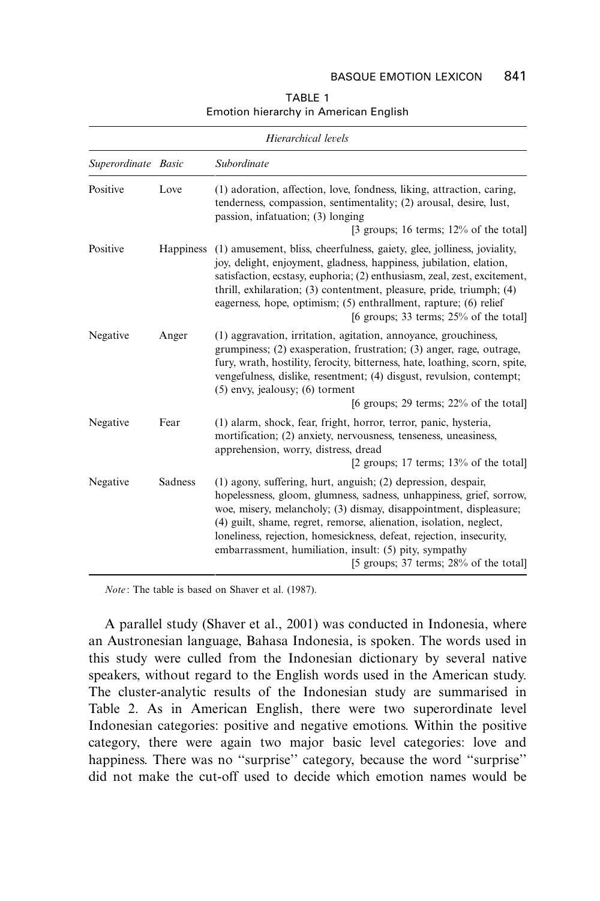TABLE 1
Emotion hierarchy in American English

| *Hierarchical levels* | | |
|---|---|---|
| *Superordinate* | *Basic* | *Subordinate* |
| Positive | Love | (1) adoration, affection, love, fondness, liking, attraction, caring, tenderness, compassion, sentimentality; (2) arousal, desire, lust, passion, infatuation; (3) longing [3 groups; 16 terms; 12% of the total] |
| Positive | Happiness | (1) amusement, bliss, cheerfulness, gaiety, glee, jolliness, joviality, joy, delight, enjoyment, gladness, happiness, jubilation, elation, satisfaction, ecstasy, euphoria; (2) enthusiasm, zeal, zest, excitement, thrill, exhilaration; (3) contentment, pleasure, pride, triumph; (4) eagerness, hope, optimism; (5) enthrallment, rapture; (6) relief [6 groups; 33 terms; 25% of the total] |
| Negative | Anger | (1) aggravation, irritation, agitation, annoyance, grouchiness, grumpiness; (2) exasperation, frustration; (3) anger, rage, outrage, fury, wrath, hostility, ferocity, bitterness, hate, loathing, scorn, spite, vengefulness, dislike, resentment; (4) disgust, revulsion, contempt; (5) envy, jealousy; (6) torment [6 groups; 29 terms; 22% of the total] |
| Negative | Fear | (1) alarm, shock, fear, fright, horror, terror, panic, hysteria, mortification; (2) anxiety, nervousness, tenseness, uneasiness, apprehension, worry, distress, dread [2 groups; 17 terms; 13% of the total] |
| Negative | Sadness | (1) agony, suffering, hurt, anguish; (2) depression, despair, hopelessness, gloom, glumness, sadness, unhappiness, grief, sorrow, woe, misery, melancholy; (3) dismay, disappointment, displeasure; (4) guilt, shame, regret, remorse, alienation, isolation, neglect, loneliness, rejection, homesickness, defeat, rejection, insecurity, embarrassment, humiliation, insult: (5) pity, sympathy [5 groups; 37 terms; 28% of the total] |

*Note*: The table is based on Shaver et al. (1987).

A parallel study (Shaver et al., 2001) was conducted in Indonesia, where an Austronesian language, Bahasa Indonesia, is spoken. The words used in this study were culled from the Indonesian dictionary by several native speakers, without regard to the English words used in the American study. The cluster-analytic results of the Indonesian study are summarised in Table 2. As in American English, there were two superordinate level Indonesian categories: positive and negative emotions. Within the positive category, there were again two major basic level categories: love and happiness. There was no "surprise" category, because the word "surprise" did not make the cut-off used to decide which emotion names would be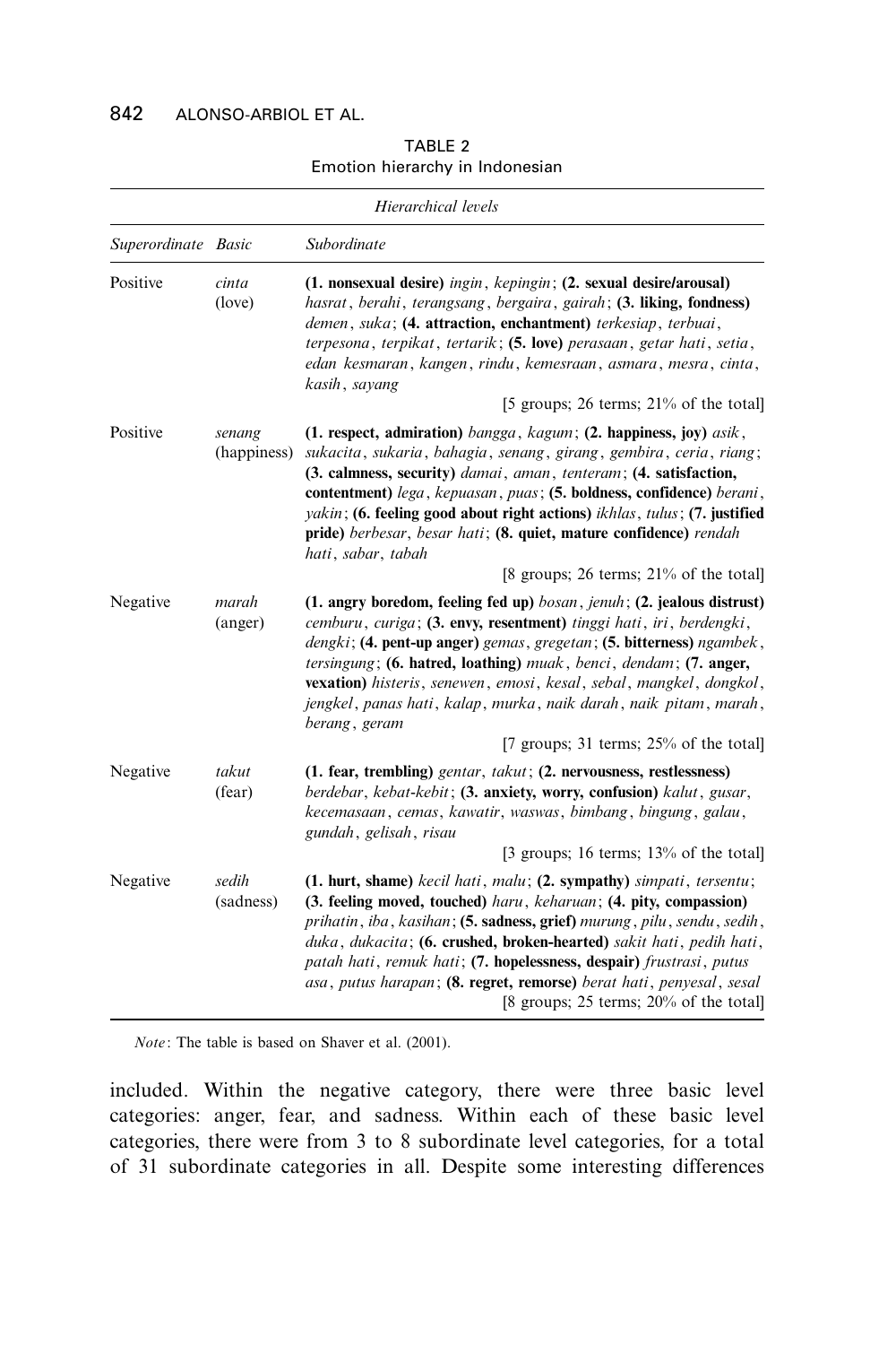TABLE 2
Emotion hierarchy in Indonesian

| *Hierarchical levels* | | |
|---|---|---|
| *Superordinate* | *Basic* | *Subordinate* |
| Positive | *cinta* (love) | **(1. nonsexual desire)** *ingin*, *kepingin*; **(2. sexual desire/arousal)** *hasrat*, *berahi*, *terangsang*, *bergaira*, *gairah*; **(3. liking, fondness)** *demen*, *suka*; **(4. attraction, enchantment)** *terkesiap*, *terbuai*, *terpesona*, *terpikat*, *tertarik*; **(5. love)** *perasaan*, *getar hati*, *setia*, *edan kesmaran*, *kangen*, *rindu*, *kemesraan*, *asmara*, *mesra*, *cinta*, *kasih*, *sayang* [5 groups; 26 terms; 21% of the total] |
| Positive | *senang* (happiness) | **(1. respect, admiration)** *bangga*, *kagum*; **(2. happiness, joy)** *asik*, *sukacita*, *sukaria*, *bahagia*, *senang*, *girang*, *gembira*, *ceria*, *riang*; **(3. calmness, security)** *damai*, *aman*, *tenteram*; **(4. satisfaction, contentment)** *lega*, *kepuasan*, *puas*; **(5. boldness, confidence)** *berani*, *yakin*; **(6. feeling good about right actions)** *ikhlas*, *tulus*; **(7. justified pride)** *berbesar*, *besar hati*; **(8. quiet, mature confidence)** *rendah hati*, *sabar*, *tabah* [8 groups; 26 terms; 21% of the total] |
| Negative | *marah* (anger) | **(1. angry boredom, feeling fed up)** *bosan*, *jenuh*; **(2. jealous distrust)** *cemburu*, *curiga*; **(3. envy, resentment)** *tinggi hati*, *iri*, *berdengki*, *dengki*; **(4. pent-up anger)** *gemas*, *gregetan*; **(5. bitterness)** *ngambek*, *tersingung*; **(6. hatred, loathing)** *muak*, *benci*, *dendam*; **(7. anger, vexation)** *histeris*, *senewen*, *emosi*, *kesal*, *sebal*, *mangkel*, *dongkol*, *jengkel*, *panas hati*, *kalap*, *murka*, *naik darah*, *naik pitam*, *marah*, *berang*, *geram* [7 groups; 31 terms; 25% of the total] |
| Negative | *takut* (fear) | **(1. fear, trembling)** *gentar*, *takut*; **(2. nervousness, restlessness)** *berdebar*, *kebat-kebit*; **(3. anxiety, worry, confusion)** *kalut*, *gusar*, *kecemasaan*, *cemas*, *kawatir*, *waswas*, *bimbang*, *bingung*, *galau*, *gundah*, *gelisah*, *risau* [3 groups; 16 terms; 13% of the total] |
| Negative | *sedih* (sadness) | **(1. hurt, shame)** *kecil hati*, *malu*; **(2. sympathy)** *simpati*, *tersentu*; **(3. feeling moved, touched)** *haru*, *keharuan*; **(4. pity, compassion)** *prihatin*, *iba*, *kasihan*; **(5. sadness, grief)** *murung*, *pilu*, *sendu*, *sedih*, *duka*, *dukacita*; **(6. crushed, broken-hearted)** *sakit hati*, *pedih hati*, *patah hati*, *remuk hati*; **(7. hopelessness, despair)** *frustrasi*, *putus asa*, *putus harapan*; **(8. regret, remorse)** *berat hati*, *penyesal*, *sesal* [8 groups; 25 terms; 20% of the total] |

*Note*: The table is based on Shaver et al. (2001).

included. Within the negative category, there were three basic level categories: anger, fear, and sadness. Within each of these basic level categories, there were from 3 to 8 subordinate level categories, for a total of 31 subordinate categories in all. Despite some interesting differences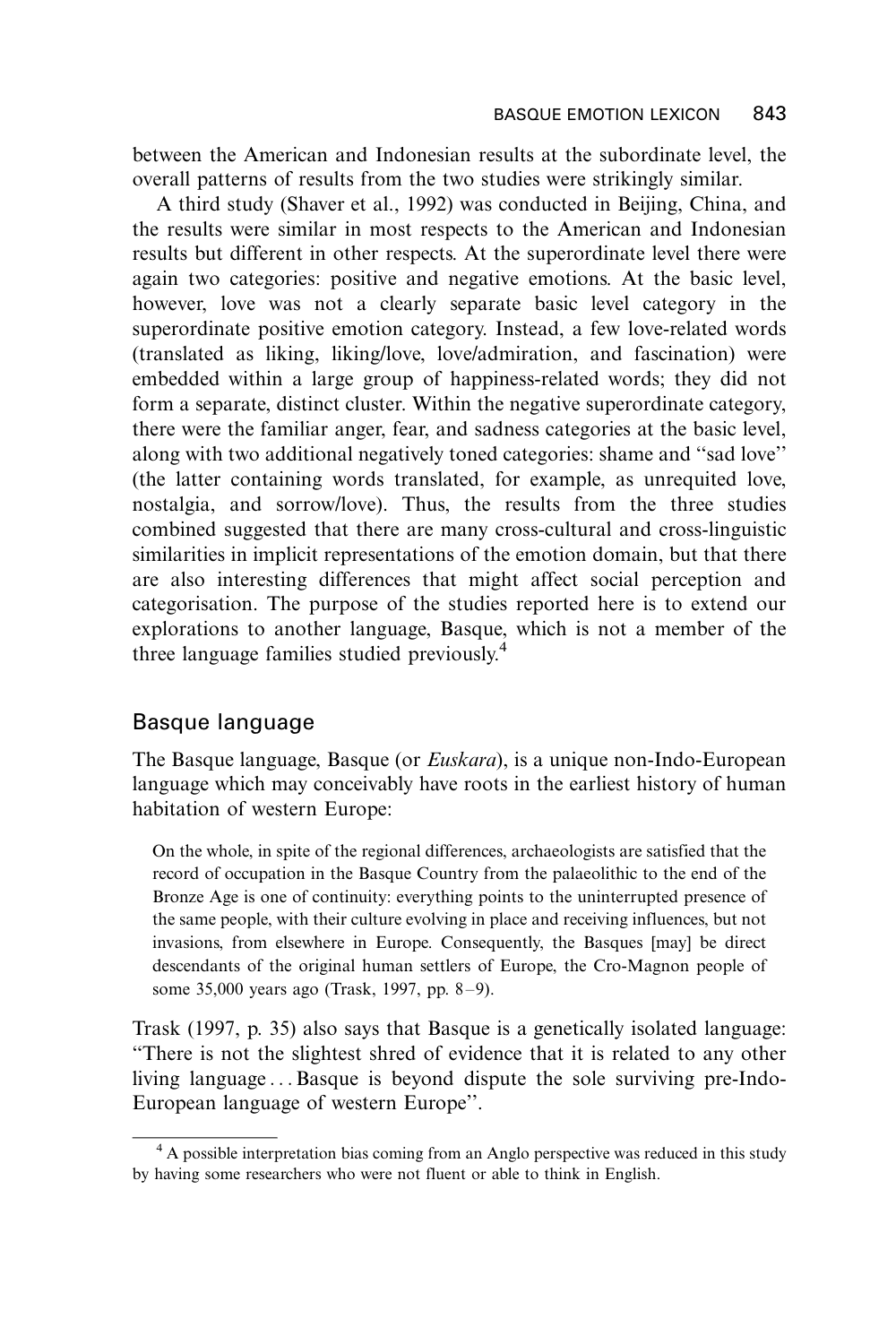between the American and Indonesian results at the subordinate level, the overall patterns of results from the two studies were strikingly similar.

A third study (Shaver et al., 1992) was conducted in Beijing, China, and the results were similar in most respects to the American and Indonesian results but different in other respects. At the superordinate level there were again two categories: positive and negative emotions. At the basic level, however, love was not a clearly separate basic level category in the superordinate positive emotion category. Instead, a few love-related words (translated as liking, liking/love, love/admiration, and fascination) were embedded within a large group of happiness-related words; they did not form a separate, distinct cluster. Within the negative superordinate category, there were the familiar anger, fear, and sadness categories at the basic level, along with two additional negatively toned categories: shame and ''sad love'' (the latter containing words translated, for example, as unrequited love, nostalgia, and sorrow/love). Thus, the results from the three studies combined suggested that there are many cross-cultural and cross-linguistic similarities in implicit representations of the emotion domain, but that there are also interesting differences that might affect social perception and categorisation. The purpose of the studies reported here is to extend our explorations to another language, Basque, which is not a member of the three language families studied previously.[4]

## Basque language

The Basque language, Basque (or *Euskara*), is a unique non-Indo-European language which may conceivably have roots in the earliest history of human habitation of western Europe:

> On the whole, in spite of the regional differences, archaeologists are satisfied that the record of occupation in the Basque Country from the palaeolithic to the end of the Bronze Age is one of continuity: everything points to the uninterrupted presence of the same people, with their culture evolving in place and receiving influences, but not invasions, from elsewhere in Europe. Consequently, the Basques [may] be direct descendants of the original human settlers of Europe, the Cro-Magnon people of some 35,000 years ago (Trask, 1997, pp. 8–9).

Trask (1997, p. 35) also says that Basque is a genetically isolated language: ''There is not the slightest shred of evidence that it is related to any other living language . . . Basque is beyond dispute the sole surviving pre-Indo-European language of western Europe''.

---

[4] A possible interpretation bias coming from an Anglo perspective was reduced in this study by having some researchers who were not fluent or able to think in English.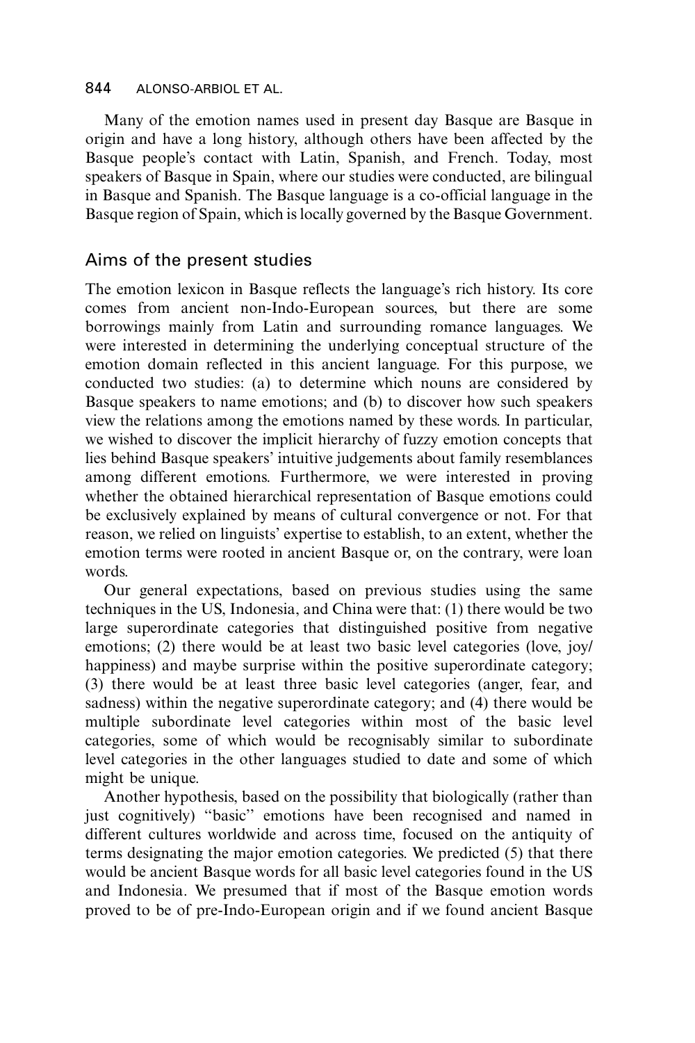Many of the emotion names used in present day Basque are Basque in origin and have a long history, although others have been affected by the Basque people's contact with Latin, Spanish, and French. Today, most speakers of Basque in Spain, where our studies were conducted, are bilingual in Basque and Spanish. The Basque language is a co-official language in the Basque region of Spain, which is locally governed by the Basque Government.

## Aims of the present studies

The emotion lexicon in Basque reflects the language's rich history. Its core comes from ancient non-Indo-European sources, but there are some borrowings mainly from Latin and surrounding romance languages. We were interested in determining the underlying conceptual structure of the emotion domain reflected in this ancient language. For this purpose, we conducted two studies: (a) to determine which nouns are considered by Basque speakers to name emotions; and (b) to discover how such speakers view the relations among the emotions named by these words. In particular, we wished to discover the implicit hierarchy of fuzzy emotion concepts that lies behind Basque speakers' intuitive judgements about family resemblances among different emotions. Furthermore, we were interested in proving whether the obtained hierarchical representation of Basque emotions could be exclusively explained by means of cultural convergence or not. For that reason, we relied on linguists' expertise to establish, to an extent, whether the emotion terms were rooted in ancient Basque or, on the contrary, were loan words.

Our general expectations, based on previous studies using the same techniques in the US, Indonesia, and China were that: (1) there would be two large superordinate categories that distinguished positive from negative emotions; (2) there would be at least two basic level categories (love, joy/happiness) and maybe surprise within the positive superordinate category; (3) there would be at least three basic level categories (anger, fear, and sadness) within the negative superordinate category; and (4) there would be multiple subordinate level categories within most of the basic level categories, some of which would be recognisably similar to subordinate level categories in the other languages studied to date and some of which might be unique.

Another hypothesis, based on the possibility that biologically (rather than just cognitively) "basic" emotions have been recognised and named in different cultures worldwide and across time, focused on the antiquity of terms designating the major emotion categories. We predicted (5) that there would be ancient Basque words for all basic level categories found in the US and Indonesia. We presumed that if most of the Basque emotion words proved to be of pre-Indo-European origin and if we found ancient Basque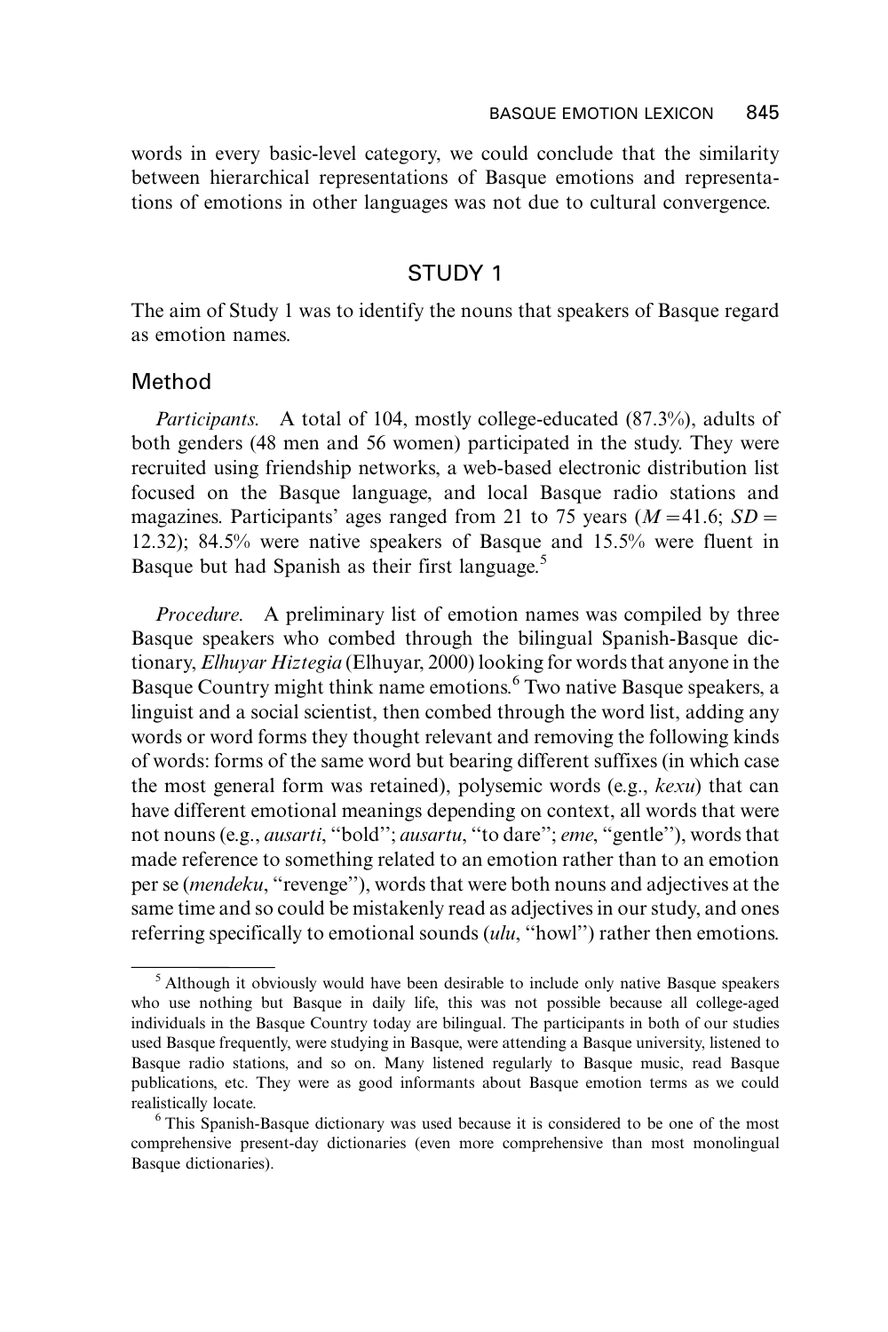words in every basic-level category, we could conclude that the similarity between hierarchical representations of Basque emotions and representations of emotions in other languages was not due to cultural convergence.

## STUDY 1

The aim of Study 1 was to identify the nouns that speakers of Basque regard as emotion names.

### Method

*Participants.* A total of 104, mostly college-educated (87.3%), adults of both genders (48 men and 56 women) participated in the study. They were recruited using friendship networks, a web-based electronic distribution list focused on the Basque language, and local Basque radio stations and magazines. Participants' ages ranged from 21 to 75 years ($M = 41.6$; $SD = 12.32$); 84.5% were native speakers of Basque and 15.5% were fluent in Basque but had Spanish as their first language.[5]

*Procedure.* A preliminary list of emotion names was compiled by three Basque speakers who combed through the bilingual Spanish-Basque dictionary, *Elhuyar Hiztegia* (Elhuyar, 2000) looking for words that anyone in the Basque Country might think name emotions.[6] Two native Basque speakers, a linguist and a social scientist, then combed through the word list, adding any words or word forms they thought relevant and removing the following kinds of words: forms of the same word but bearing different suffixes (in which case the most general form was retained), polysemic words (e.g., *kexu*) that can have different emotional meanings depending on context, all words that were not nouns (e.g., *ausarti*, "bold"; *ausartu*, "to dare"; *eme*, "gentle"), words that made reference to something related to an emotion rather than to an emotion per se (*mendeku*, "revenge"), words that were both nouns and adjectives at the same time and so could be mistakenly read as adjectives in our study, and ones referring specifically to emotional sounds (*ulu*, "howl") rather then emotions.

---

[5] Although it obviously would have been desirable to include only native Basque speakers who use nothing but Basque in daily life, this was not possible because all college-aged individuals in the Basque Country today are bilingual. The participants in both of our studies used Basque frequently, were studying in Basque, were attending a Basque university, listened to Basque radio stations, and so on. Many listened regularly to Basque music, read Basque publications, etc. They were as good informants about Basque emotion terms as we could realistically locate.

[6] This Spanish-Basque dictionary was used because it is considered to be one of the most comprehensive present-day dictionaries (even more comprehensive than most monolingual Basque dictionaries).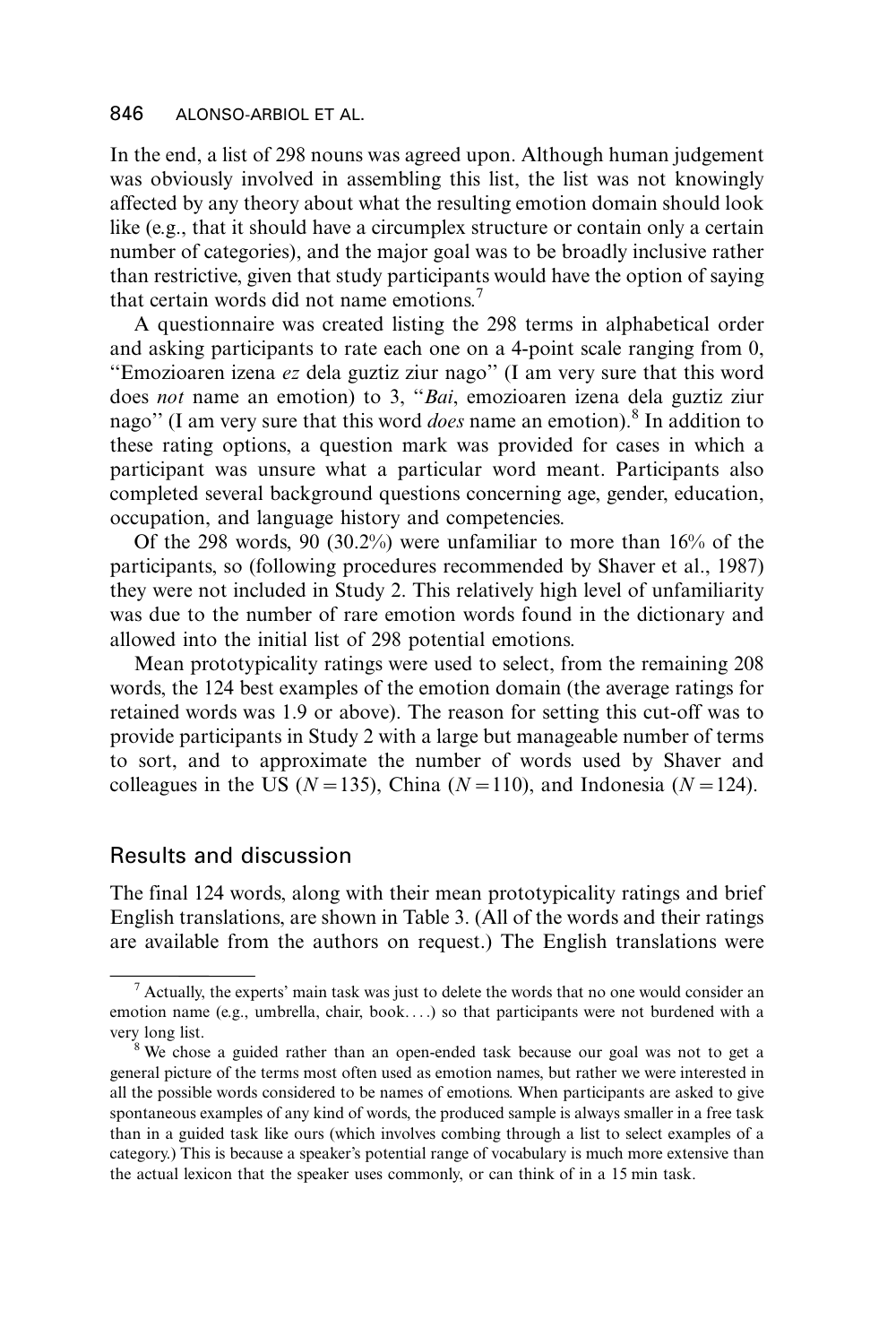In the end, a list of 298 nouns was agreed upon. Although human judgement was obviously involved in assembling this list, the list was not knowingly affected by any theory about what the resulting emotion domain should look like (e.g., that it should have a circumplex structure or contain only a certain number of categories), and the major goal was to be broadly inclusive rather than restrictive, given that study participants would have the option of saying that certain words did not name emotions.[7]

A questionnaire was created listing the 298 terms in alphabetical order and asking participants to rate each one on a 4-point scale ranging from 0, ''Emozioaren izena *ez* dela guztiz ziur nago'' (I am very sure that this word does *not* name an emotion) to 3, ''*Bai*, emozioaren izena dela guztiz ziur nago'' (I am very sure that this word *does* name an emotion).[8] In addition to these rating options, a question mark was provided for cases in which a participant was unsure what a particular word meant. Participants also completed several background questions concerning age, gender, education, occupation, and language history and competencies.

Of the 298 words, 90 (30.2%) were unfamiliar to more than 16% of the participants, so (following procedures recommended by Shaver et al., 1987) they were not included in Study 2. This relatively high level of unfamiliarity was due to the number of rare emotion words found in the dictionary and allowed into the initial list of 298 potential emotions.

Mean prototypicality ratings were used to select, from the remaining 208 words, the 124 best examples of the emotion domain (the average ratings for retained words was 1.9 or above). The reason for setting this cut-off was to provide participants in Study 2 with a large but manageable number of terms to sort, and to approximate the number of words used by Shaver and colleagues in the US ($N = 135$), China ($N = 110$), and Indonesia ($N = 124$).

## Results and discussion

The final 124 words, along with their mean prototypicality ratings and brief English translations, are shown in Table 3. (All of the words and their ratings are available from the authors on request.) The English translations were

---

[7] Actually, the experts' main task was just to delete the words that no one would consider an emotion name (e.g., umbrella, chair, book....) so that participants were not burdened with a very long list.

[8] We chose a guided rather than an open-ended task because our goal was not to get a general picture of the terms most often used as emotion names, but rather we were interested in all the possible words considered to be names of emotions. When participants are asked to give spontaneous examples of any kind of words, the produced sample is always smaller in a free task than in a guided task like ours (which involves combing through a list to select examples of a category.) This is because a speaker's potential range of vocabulary is much more extensive than the actual lexicon that the speaker uses commonly, or can think of in a 15 min task.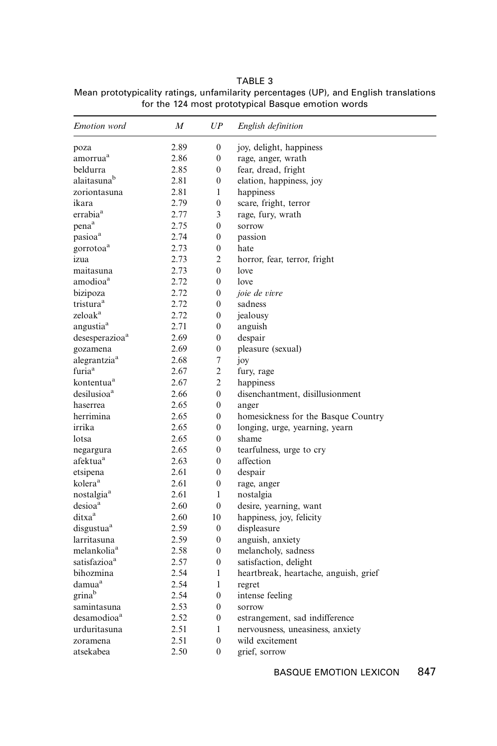TABLE 3

Mean prototypicality ratings, unfamiliarity percentages (UP), and English translations for the 124 most prototypical Basque emotion words

| *Emotion word* | *M* | *UP* | *English definition* |
|---|---|---|---|
| poza | 2.89 | 0 | joy, delight, happiness |
| amorrua[a] | 2.86 | 0 | rage, anger, wrath |
| beldurra | 2.85 | 0 | fear, dread, fright |
| alaitasuna[b] | 2.81 | 0 | elation, happiness, joy |
| zoriontasuna | 2.81 | 1 | happiness |
| ikara | 2.79 | 0 | scare, fright, terror |
| errabia[a] | 2.77 | 3 | rage, fury, wrath |
| pena[a] | 2.75 | 0 | sorrow |
| pasioa[a] | 2.74 | 0 | passion |
| gorrotoa[a] | 2.73 | 0 | hate |
| izua | 2.73 | 2 | horror, fear, terror, fright |
| maitasuna | 2.73 | 0 | love |
| amodioa[a] | 2.72 | 0 | love |
| bizipoza | 2.72 | 0 | *joie de vivre* |
| tristura[a] | 2.72 | 0 | sadness |
| zeloak[a] | 2.72 | 0 | jealousy |
| angustia[a] | 2.71 | 0 | anguish |
| desesperazioa[a] | 2.69 | 0 | despair |
| gozamena | 2.69 | 0 | pleasure (sexual) |
| alegrantzia[a] | 2.68 | 7 | joy |
| furia[a] | 2.67 | 2 | fury, rage |
| kontentua[a] | 2.67 | 2 | happiness |
| desilusioa[a] | 2.66 | 0 | disenchantment, disillusionment |
| haserrea | 2.65 | 0 | anger |
| herrimina | 2.65 | 0 | homesickness for the Basque Country |
| irrika | 2.65 | 0 | longing, urge, yearning, yearn |
| lotsa | 2.65 | 0 | shame |
| negargura | 2.65 | 0 | tearfulness, urge to cry |
| afektua[a] | 2.63 | 0 | affection |
| etsipena | 2.61 | 0 | despair |
| kolera[a] | 2.61 | 0 | rage, anger |
| nostalgia[a] | 2.61 | 1 | nostalgia |
| desioa[a] | 2.60 | 0 | desire, yearning, want |
| ditxa[a] | 2.60 | 10 | happiness, joy, felicity |
| disgustua[a] | 2.59 | 0 | displeasure |
| larritasuna | 2.59 | 0 | anguish, anxiety |
| melankolia[a] | 2.58 | 0 | melancholy, sadness |
| satisfazioa[a] | 2.57 | 0 | satisfaction, delight |
| bihozmina | 2.54 | 1 | heartbreak, heartache, anguish, grief |
| damua[a] | 2.54 | 1 | regret |
| grina[b] | 2.54 | 0 | intense feeling |
| samintasuna | 2.53 | 0 | sorrow |
| desamodioa[a] | 2.52 | 0 | estrangement, sad indifference |
| urduritasuna | 2.51 | 1 | nervousness, uneasiness, anxiety |
| zoramena | 2.51 | 0 | wild excitement |
| atsekabea | 2.50 | 0 | grief, sorrow |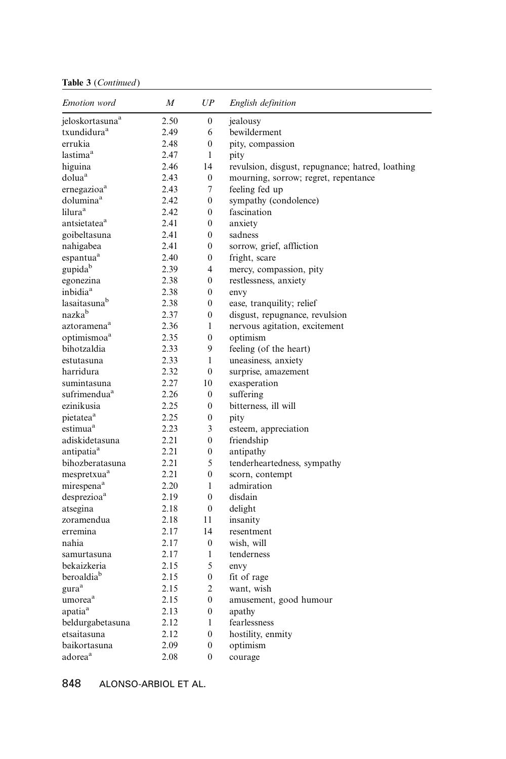**Table 3** (*Continued*)

| *Emotion word* | *M* | *UP* | *English definition* |
|---|---|---|---|
| jeloskortasuna[a] | 2.50 | 0 | jealousy |
| txundidura[a] | 2.49 | 6 | bewilderment |
| errukia | 2.48 | 0 | pity, compassion |
| lastima[a] | 2.47 | 1 | pity |
| higuina | 2.46 | 14 | revulsion, disgust, repugnance; hatred, loathing |
| dolua[a] | 2.43 | 0 | mourning, sorrow; regret, repentance |
| ernegazioa[a] | 2.43 | 7 | feeling fed up |
| dolumina[a] | 2.42 | 0 | sympathy (condolence) |
| lilura[a] | 2.42 | 0 | fascination |
| antsietatea[a] | 2.41 | 0 | anxiety |
| goibeltasuna | 2.41 | 0 | sadness |
| nahigabea | 2.41 | 0 | sorrow, grief, affliction |
| espantua[a] | 2.40 | 0 | fright, scare |
| gupida[b] | 2.39 | 4 | mercy, compassion, pity |
| egonezina | 2.38 | 0 | restlessness, anxiety |
| inbidia[a] | 2.38 | 0 | envy |
| lasaitasuna[b] | 2.38 | 0 | ease, tranquility; relief |
| nazka[b] | 2.37 | 0 | disgust, repugnance, revulsion |
| aztoramena[a] | 2.36 | 1 | nervous agitation, excitement |
| optimismoa[a] | 2.35 | 0 | optimism |
| bihotzaldia | 2.33 | 9 | feeling (of the heart) |
| estutasuna | 2.33 | 1 | uneasiness, anxiety |
| harridura | 2.32 | 0 | surprise, amazement |
| sumintasuna | 2.27 | 10 | exasperation |
| sufrimendua[a] | 2.26 | 0 | suffering |
| ezinikusia | 2.25 | 0 | bitterness, ill will |
| pietatea[a] | 2.25 | 0 | pity |
| estimua[a] | 2.23 | 3 | esteem, appreciation |
| adiskidetasuna | 2.21 | 0 | friendship |
| antipatia[a] | 2.21 | 0 | antipathy |
| bihozberatasuna | 2.21 | 5 | tenderheartedness, sympathy |
| mespretxua[a] | 2.21 | 0 | scorn, contempt |
| mirespena[a] | 2.20 | 1 | admiration |
| desprezioa[a] | 2.19 | 0 | disdain |
| atsegina | 2.18 | 0 | delight |
| zoramendua | 2.18 | 11 | insanity |
| erremina | 2.17 | 14 | resentment |
| nahia | 2.17 | 0 | wish, will |
| samurtasuna | 2.17 | 1 | tenderness |
| bekaizkeria | 2.15 | 5 | envy |
| beroaldia[b] | 2.15 | 0 | fit of rage |
| gura[a] | 2.15 | 2 | want, wish |
| umorea[a] | 2.15 | 0 | amusement, good humour |
| apatia[a] | 2.13 | 0 | apathy |
| beldurgabetasuna | 2.12 | 1 | fearlessness |
| etsaitasuna | 2.12 | 0 | hostility, enmity |
| baikortasuna | 2.09 | 0 | optimism |
| adorea[a] | 2.08 | 0 | courage |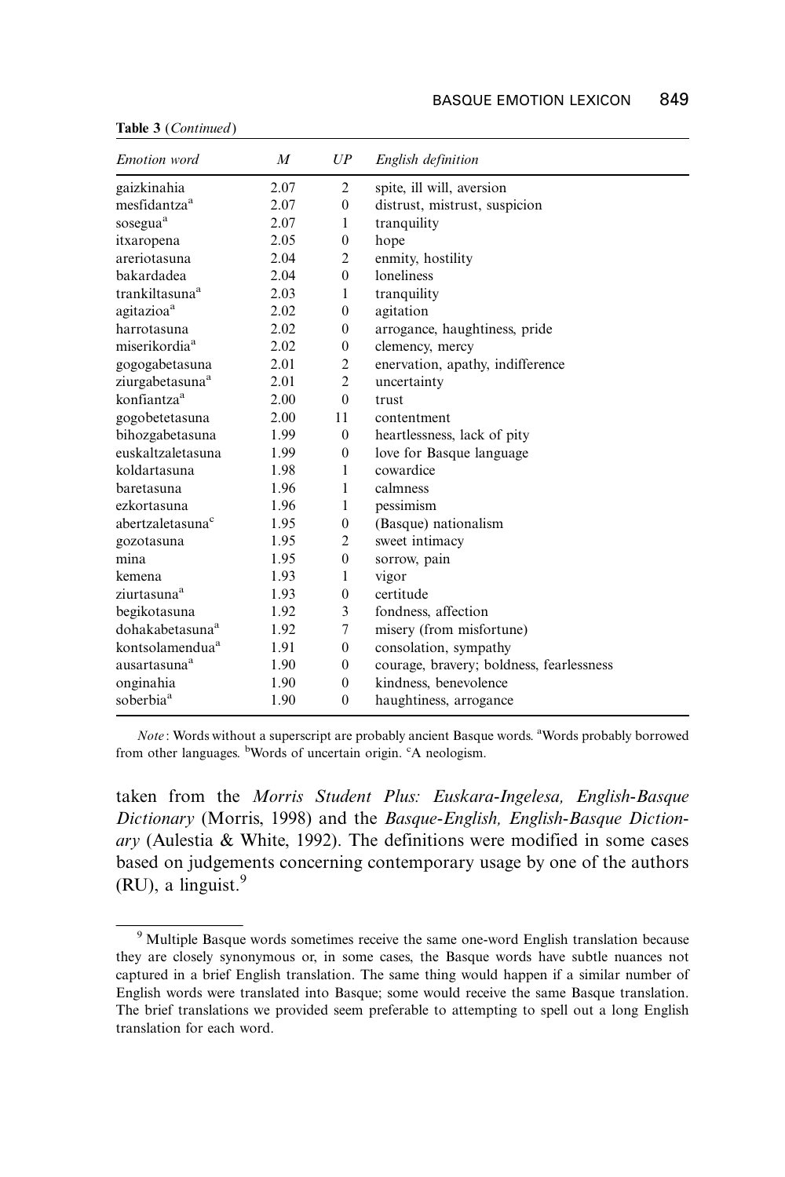**Table 3** (*Continued*)

| *Emotion word* | *M* | *UP* | *English definition* |
|---|---|---|---|
| gaizkinahia | 2.07 | 2 | spite, ill will, aversion |
| mesfidantza[a] | 2.07 | 0 | distrust, mistrust, suspicion |
| sosegua[a] | 2.07 | 1 | tranquility |
| itxaropena | 2.05 | 0 | hope |
| areriotasuna | 2.04 | 2 | enmity, hostility |
| bakardadea | 2.04 | 0 | loneliness |
| trankiltasuna[a] | 2.03 | 1 | tranquility |
| agitazioa[a] | 2.02 | 0 | agitation |
| harrotasuna | 2.02 | 0 | arrogance, haughtiness, pride |
| miserikordia[a] | 2.02 | 0 | clemency, mercy |
| gogogabetasuna | 2.01 | 2 | enervation, apathy, indifference |
| ziurgabetasuna[a] | 2.01 | 2 | uncertainty |
| konfiantza[a] | 2.00 | 0 | trust |
| gogobetetasuna | 2.00 | 11 | contentment |
| bihozgabetasuna | 1.99 | 0 | heartlessness, lack of pity |
| euskaltzaletasuna | 1.99 | 0 | love for Basque language |
| koldartasuna | 1.98 | 1 | cowardice |
| baretasuna | 1.96 | 1 | calmness |
| ezkortasuna | 1.96 | 1 | pessimism |
| abertzaletasuna[c] | 1.95 | 0 | (Basque) nationalism |
| gozotasuna | 1.95 | 2 | sweet intimacy |
| mina | 1.95 | 0 | sorrow, pain |
| kemena | 1.93 | 1 | vigor |
| ziurtasuna[a] | 1.93 | 0 | certitude |
| begikotasuna | 1.92 | 3 | fondness, affection |
| dohakabetasuna[a] | 1.92 | 7 | misery (from misfortune) |
| kontsolamendua[a] | 1.91 | 0 | consolation, sympathy |
| ausartasuna[a] | 1.90 | 0 | courage, bravery; boldness, fearlessness |
| onginahia | 1.90 | 0 | kindness, benevolence |
| soberbia[a] | 1.90 | 0 | haughtiness, arrogance |

*Note*: Words without a superscript are probably ancient Basque words. [a]Words probably borrowed from other languages. [b]Words of uncertain origin. [c]A neologism.

taken from the *Morris Student Plus: Euskara-Ingelesa, English-Basque Dictionary* (Morris, 1998) and the *Basque-English, English-Basque Dictionary* (Aulestia & White, 1992). The definitions were modified in some cases based on judgements concerning contemporary usage by one of the authors (RU), a linguist.[9]

[9] Multiple Basque words sometimes receive the same one-word English translation because they are closely synonymous or, in some cases, the Basque words have subtle nuances not captured in a brief English translation. The same thing would happen if a similar number of English words were translated into Basque; some would receive the same Basque translation. The brief translations we provided seem preferable to attempting to spell out a long English translation for each word.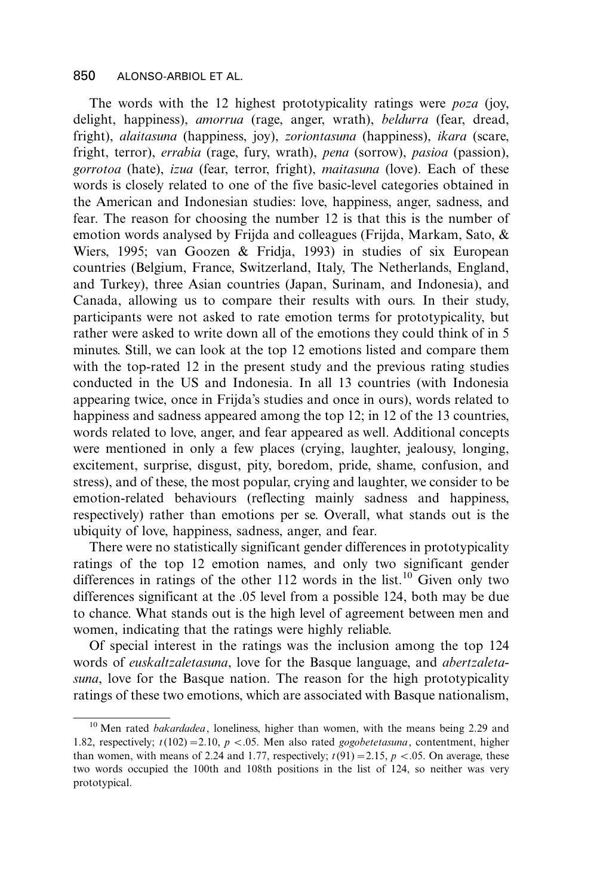The words with the 12 highest prototypicality ratings were *poza* (joy, delight, happiness), *amorrua* (rage, anger, wrath), *beldurra* (fear, dread, fright), *alaitasuna* (happiness, joy), *zoriontasuna* (happiness), *ikara* (scare, fright, terror), *errabia* (rage, fury, wrath), *pena* (sorrow), *pasioa* (passion), *gorrotoa* (hate), *izua* (fear, terror, fright), *maitasuna* (love). Each of these words is closely related to one of the five basic-level categories obtained in the American and Indonesian studies: love, happiness, anger, sadness, and fear. The reason for choosing the number 12 is that this is the number of emotion words analysed by Frijda and colleagues (Frijda, Markam, Sato, & Wiers, 1995; van Goozen & Fridja, 1993) in studies of six European countries (Belgium, France, Switzerland, Italy, The Netherlands, England, and Turkey), three Asian countries (Japan, Surinam, and Indonesia), and Canada, allowing us to compare their results with ours. In their study, participants were not asked to rate emotion terms for prototypicality, but rather were asked to write down all of the emotions they could think of in 5 minutes. Still, we can look at the top 12 emotions listed and compare them with the top-rated 12 in the present study and the previous rating studies conducted in the US and Indonesia. In all 13 countries (with Indonesia appearing twice, once in Frijda's studies and once in ours), words related to happiness and sadness appeared among the top 12; in 12 of the 13 countries, words related to love, anger, and fear appeared as well. Additional concepts were mentioned in only a few places (crying, laughter, jealousy, longing, excitement, surprise, disgust, pity, boredom, pride, shame, confusion, and stress), and of these, the most popular, crying and laughter, we consider to be emotion-related behaviours (reflecting mainly sadness and happiness, respectively) rather than emotions per se. Overall, what stands out is the ubiquity of love, happiness, sadness, anger, and fear.

There were no statistically significant gender differences in prototypicality ratings of the top 12 emotion names, and only two significant gender differences in ratings of the other 112 words in the list.[10] Given only two differences significant at the .05 level from a possible 124, both may be due to chance. What stands out is the high level of agreement between men and women, indicating that the ratings were highly reliable.

Of special interest in the ratings was the inclusion among the top 124 words of *euskaltzaletasuna*, love for the Basque language, and *abertzaletasuna*, love for the Basque nation. The reason for the high prototypicality ratings of these two emotions, which are associated with Basque nationalism,

---

[10] Men rated *bakardadea*, loneliness, higher than women, with the means being 2.29 and 1.82, respectively; $t(102) = 2.10$, $p < .05$. Men also rated *gogobetetasuna*, contentment, higher than women, with means of 2.24 and 1.77, respectively; $t(91) = 2.15$, $p < .05$. On average, these two words occupied the 100th and 108th positions in the list of 124, so neither was very prototypical.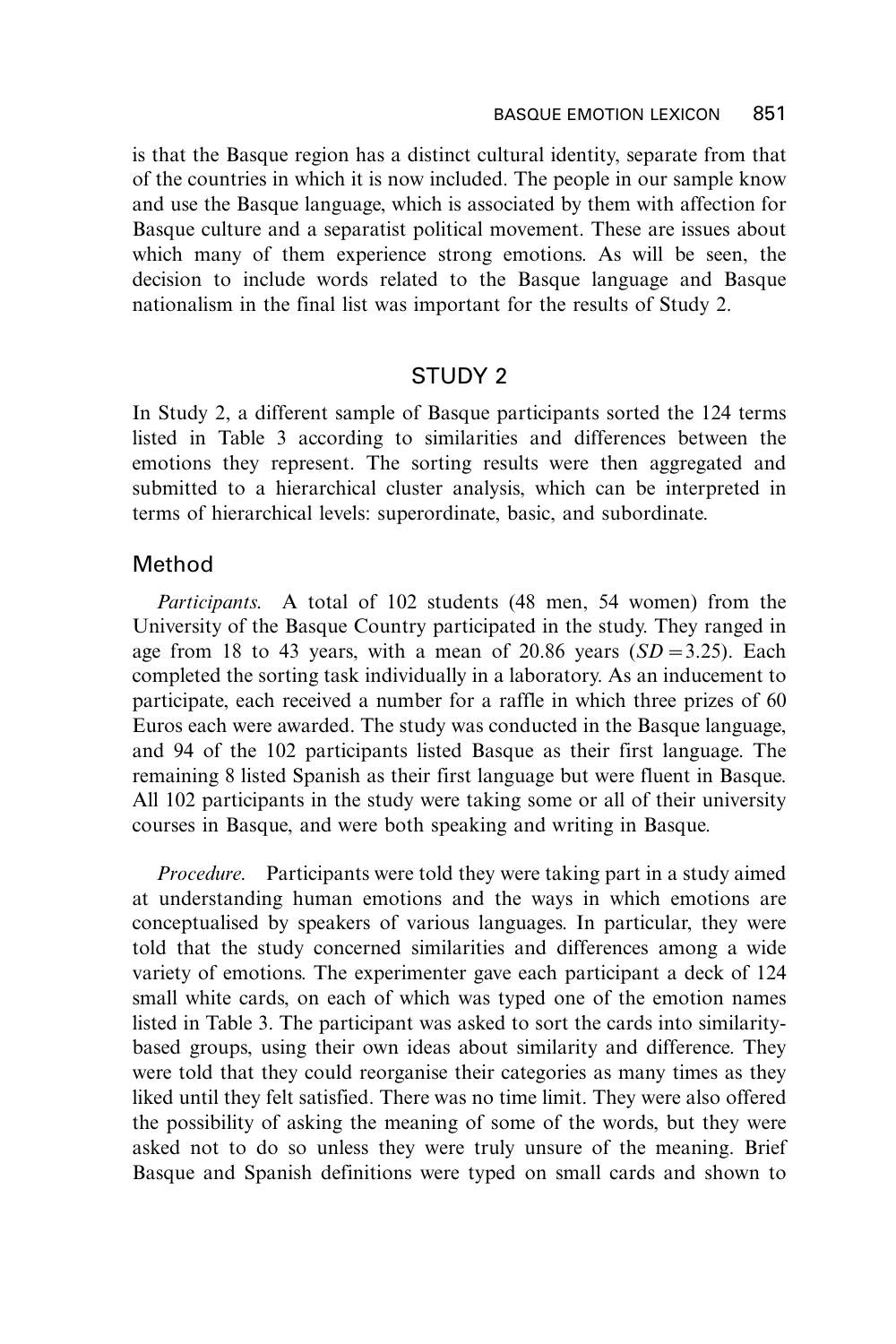is that the Basque region has a distinct cultural identity, separate from that of the countries in which it is now included. The people in our sample know and use the Basque language, which is associated by them with affection for Basque culture and a separatist political movement. These are issues about which many of them experience strong emotions. As will be seen, the decision to include words related to the Basque language and Basque nationalism in the final list was important for the results of Study 2.

## STUDY 2

In Study 2, a different sample of Basque participants sorted the 124 terms listed in Table 3 according to similarities and differences between the emotions they represent. The sorting results were then aggregated and submitted to a hierarchical cluster analysis, which can be interpreted in terms of hierarchical levels: superordinate, basic, and subordinate.

### Method

*Participants.* A total of 102 students (48 men, 54 women) from the University of the Basque Country participated in the study. They ranged in age from 18 to 43 years, with a mean of 20.86 years ($SD = 3.25$). Each completed the sorting task individually in a laboratory. As an inducement to participate, each received a number for a raffle in which three prizes of 60 Euros each were awarded. The study was conducted in the Basque language, and 94 of the 102 participants listed Basque as their first language. The remaining 8 listed Spanish as their first language but were fluent in Basque. All 102 participants in the study were taking some or all of their university courses in Basque, and were both speaking and writing in Basque.

*Procedure.* Participants were told they were taking part in a study aimed at understanding human emotions and the ways in which emotions are conceptualised by speakers of various languages. In particular, they were told that the study concerned similarities and differences among a wide variety of emotions. The experimenter gave each participant a deck of 124 small white cards, on each of which was typed one of the emotion names listed in Table 3. The participant was asked to sort the cards into similarity-based groups, using their own ideas about similarity and difference. They were told that they could reorganise their categories as many times as they liked until they felt satisfied. There was no time limit. They were also offered the possibility of asking the meaning of some of the words, but they were asked not to do so unless they were truly unsure of the meaning. Brief Basque and Spanish definitions were typed on small cards and shown to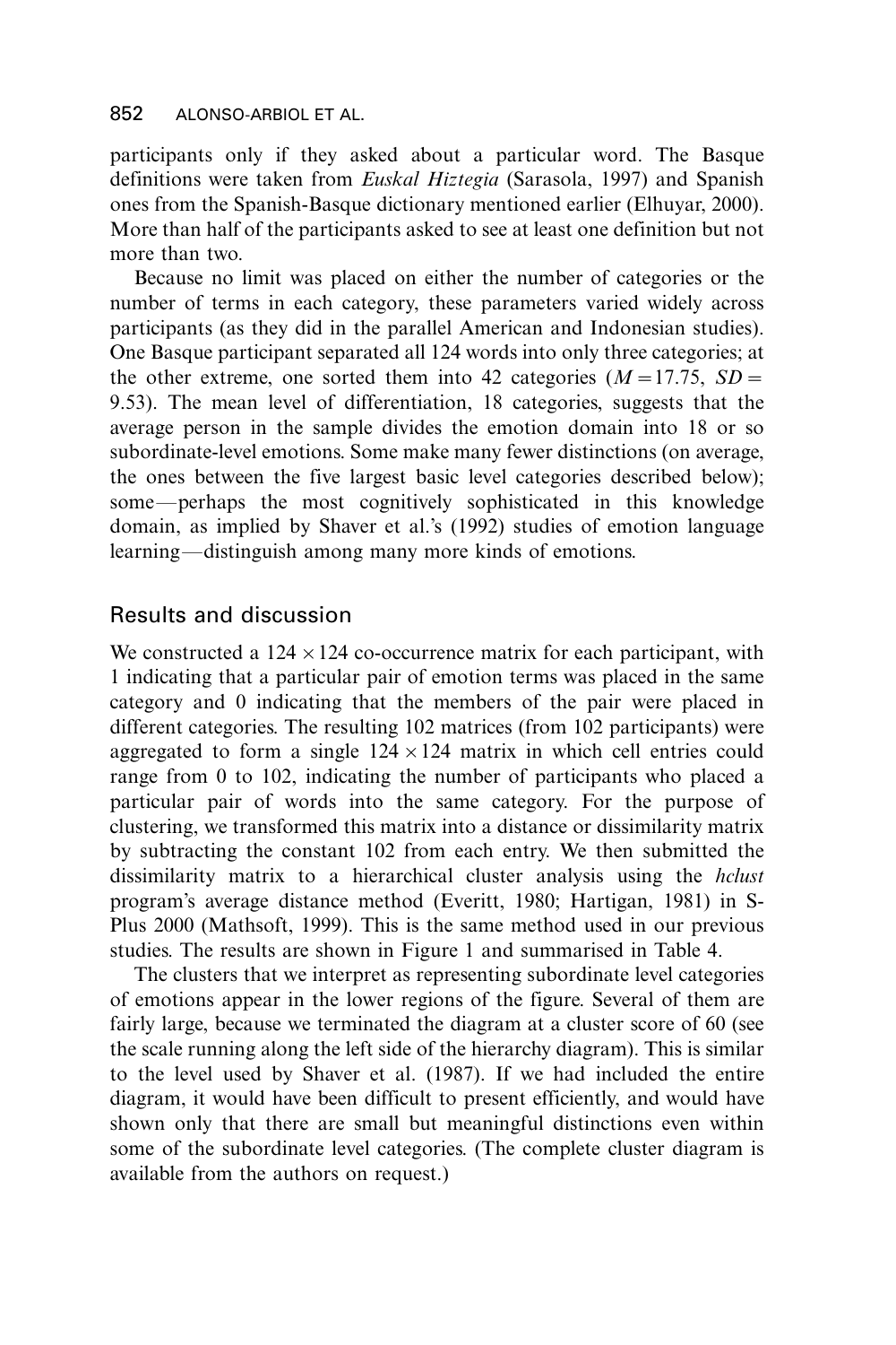participants only if they asked about a particular word. The Basque definitions were taken from *Euskal Hiztegia* (Sarasola, 1997) and Spanish ones from the Spanish-Basque dictionary mentioned earlier (Elhuyar, 2000). More than half of the participants asked to see at least one definition but not more than two.

Because no limit was placed on either the number of categories or the number of terms in each category, these parameters varied widely across participants (as they did in the parallel American and Indonesian studies). One Basque participant separated all 124 words into only three categories; at the other extreme, one sorted them into 42 categories ($M = 17.75$, $SD = 9.53$). The mean level of differentiation, 18 categories, suggests that the average person in the sample divides the emotion domain into 18 or so subordinate-level emotions. Some make many fewer distinctions (on average, the ones between the five largest basic level categories described below); some—perhaps the most cognitively sophisticated in this knowledge domain, as implied by Shaver et al.'s (1992) studies of emotion language learning—distinguish among many more kinds of emotions.

## Results and discussion

We constructed a $124 \times 124$ co-occurrence matrix for each participant, with 1 indicating that a particular pair of emotion terms was placed in the same category and 0 indicating that the members of the pair were placed in different categories. The resulting 102 matrices (from 102 participants) were aggregated to form a single $124 \times 124$ matrix in which cell entries could range from 0 to 102, indicating the number of participants who placed a particular pair of words into the same category. For the purpose of clustering, we transformed this matrix into a distance or dissimilarity matrix by subtracting the constant 102 from each entry. We then submitted the dissimilarity matrix to a hierarchical cluster analysis using the *hclust* program's average distance method (Everitt, 1980; Hartigan, 1981) in S-Plus 2000 (Mathsoft, 1999). This is the same method used in our previous studies. The results are shown in Figure 1 and summarised in Table 4.

The clusters that we interpret as representing subordinate level categories of emotions appear in the lower regions of the figure. Several of them are fairly large, because we terminated the diagram at a cluster score of 60 (see the scale running along the left side of the hierarchy diagram). This is similar to the level used by Shaver et al. (1987). If we had included the entire diagram, it would have been difficult to present efficiently, and would have shown only that there are small but meaningful distinctions even within some of the subordinate level categories. (The complete cluster diagram is available from the authors on request.)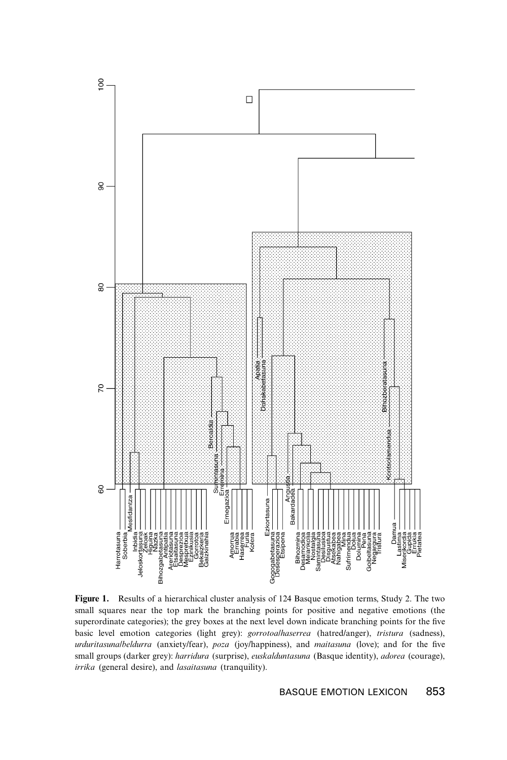**Figure 1.** Results of a hierarchical cluster analysis of 124 Basque emotion terms, Study 2. The two small squares near the top mark the branching points for positive and negative emotions (the superordinate categories); the grey boxes at the next level down indicate branching points for the five basic level emotion categories (light grey): *gorrotoa/haserrea* (hatred/anger), *tristura* (sadness), *urduritasuna/beldurra* (anxiety/fear), *poza* (joy/happiness), and *maitasuna* (love); and for the five small groups (darker grey): *harridura* (surprise), *euskalduntasuna* (Basque identity), *adorea* (courage), *irrika* (general desire), and *lasaitasuna* (tranquility).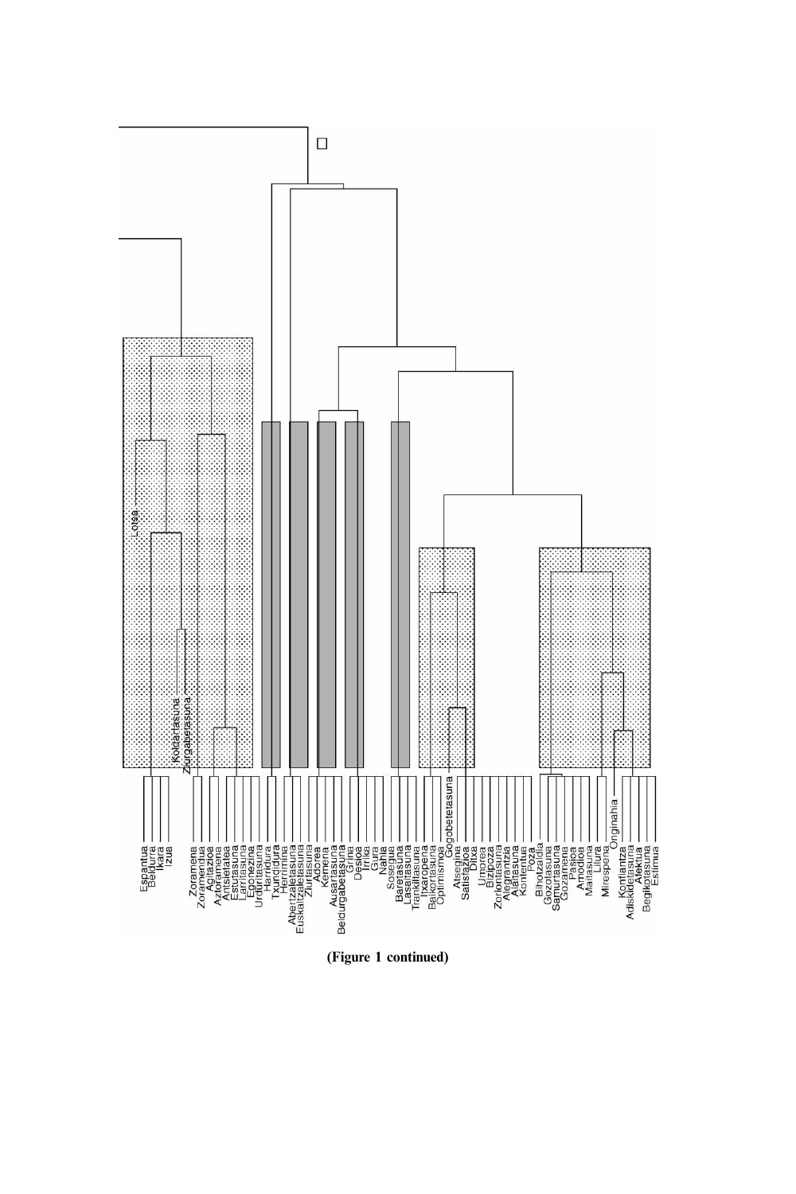**(Figure 1 continued)**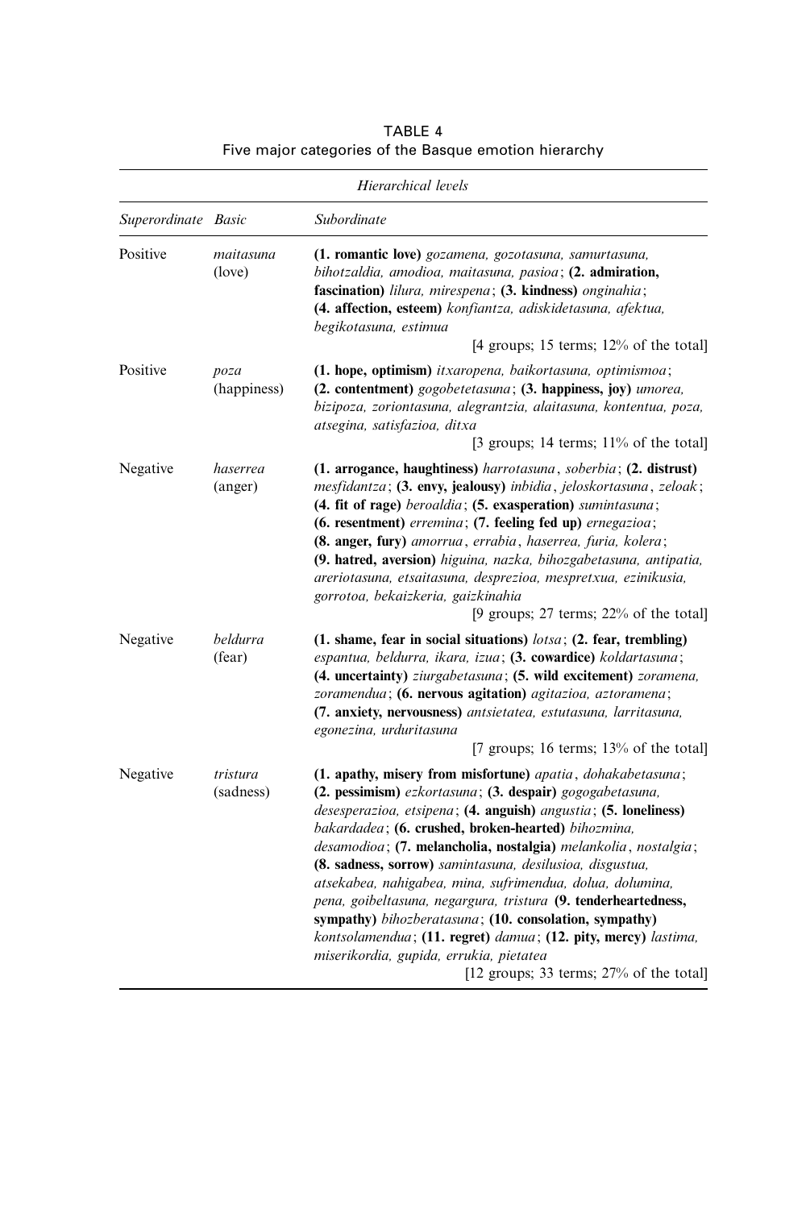TABLE 4
Five major categories of the Basque emotion hierarchy

| *Hierarchical levels* | | |
|---|---|---|
| *Superordinate* | *Basic* | *Subordinate* |
| Positive | *maitasuna* (love) | **(1. romantic love)** *gozamena, gozotasuna, samurtasuna, bihotzaldia, amodioa, maitasuna, pasioa*; **(2. admiration, fascination)** *lilura, mirespena*; **(3. kindness)** *onginahia*; **(4. affection, esteem)** *konfiantza, adiskidetasuna, afektua, begikotasuna, estimua* [4 groups; 15 terms; 12% of the total] |
| Positive | *poza* (happiness) | **(1. hope, optimism)** *itxaropena, baikortasuna, optimismoa*; **(2. contentment)** *gogobetetasuna*; **(3. happiness, joy)** *umorea, bizipoza, zoriontasuna, alegrantzia, alaitasuna, kontentua, poza, atsegina, satisfazioa, ditxa* [3 groups; 14 terms; 11% of the total] |
| Negative | *haserrea* (anger) | **(1. arrogance, haughtiness)** *harrotasuna*, *soberbia*; **(2. distrust)** *mesfidantza*; **(3. envy, jealousy)** *inbidia*, *jeloskortasuna*, *zeloak*; **(4. fit of rage)** *beroaldia*; **(5. exasperation)** *sumintasuna*; **(6. resentment)** *erremina*; **(7. feeling fed up)** *ernegazioa*; **(8. anger, fury)** *amorrua*, *errabia*, *haserrea, furia, kolera*; **(9. hatred, aversion)** *higuina, nazka, bihozgabetasuna, antipatia, areriotasuna, etsaitasuna, desprezioa, mespretxua, ezinikusia, gorrotoa, bekaizkeria, gaizkinahia* [9 groups; 27 terms; 22% of the total] |
| Negative | *beldurra* (fear) | **(1. shame, fear in social situations)** *lotsa*; **(2. fear, trembling)** *espantua, beldurra, ikara, izua*; **(3. cowardice)** *koldartasuna*; **(4. uncertainty)** *ziurgabetasuna*; **(5. wild excitement)** *zoramena, zoramendua*; **(6. nervous agitation)** *agitazioa, aztoramena*; **(7. anxiety, nervousness)** *antsietatea, estutasuna, larritasuna, egonezina, urduritasuna* [7 groups; 16 terms; 13% of the total] |
| Negative | *tristura* (sadness) | **(1. apathy, misery from misfortune)** *apatia*, *dohakabetasuna*; **(2. pessimism)** *ezkortasuna*; **(3. despair)** *gogogabetasuna, desesperazioa, etsipena*; **(4. anguish)** *angustia*; **(5. loneliness)** *bakardadea*; **(6. crushed, broken-hearted)** *bihozmina, desamodioa*; **(7. melancholia, nostalgia)** *melankolia*, *nostalgia*; **(8. sadness, sorrow)** *samintasuna, desilusioa, disgustua, atsekabea, nahigabea, mina, sufrimendua, dolua, dolumina, pena, goibeltasuna, negargura, tristura* **(9. tenderheartedness, sympathy)** *bihozberatasuna*; **(10. consolation, sympathy)** *kontsolamendua*; **(11. regret)** *damua*; **(12. pity, mercy)** *lastima, miserikordia, gupida, errukia, pietatea* [12 groups; 33 terms; 27% of the total] |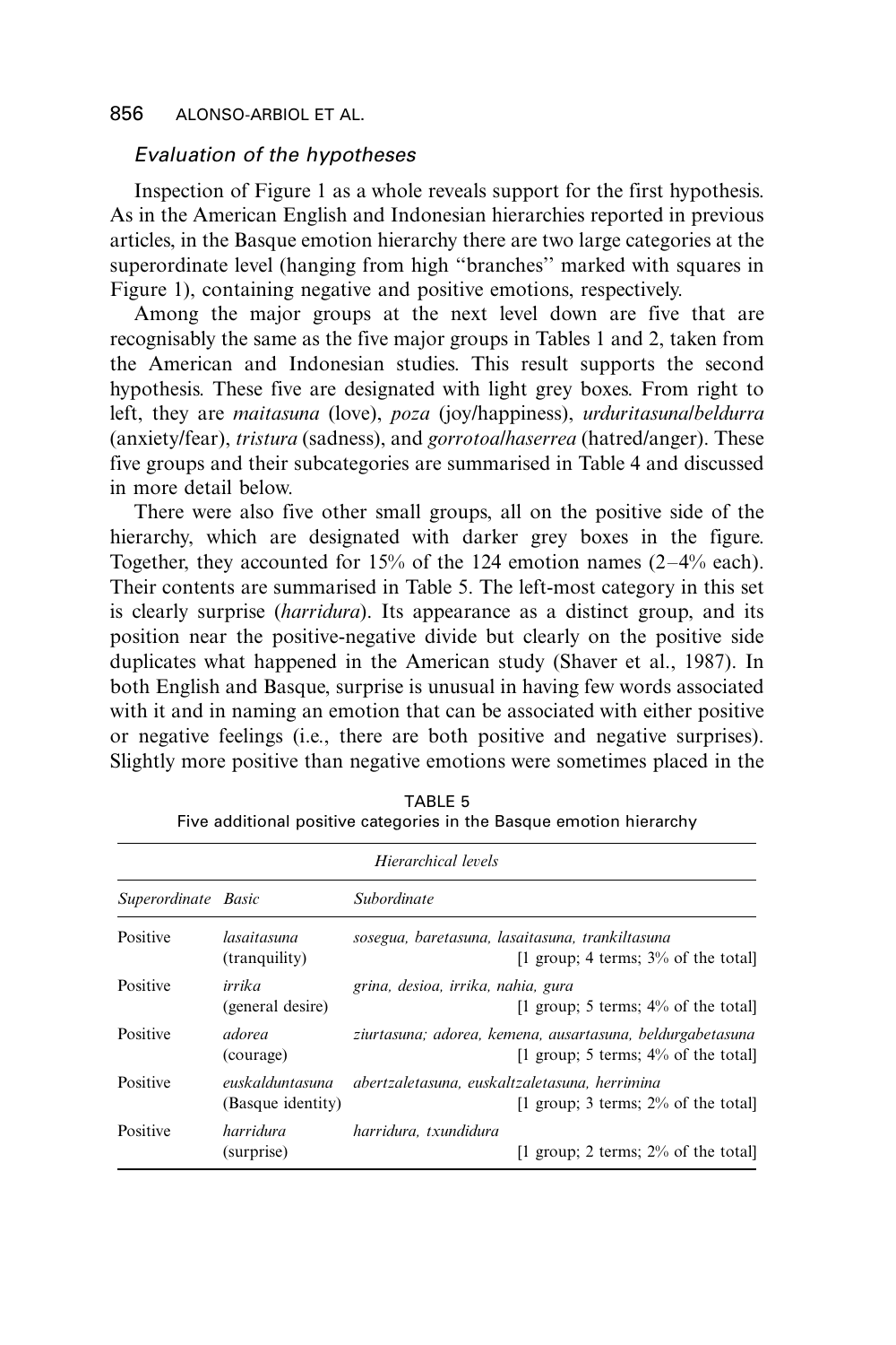### Evaluation of the hypotheses

Inspection of Figure 1 as a whole reveals support for the first hypothesis. As in the American English and Indonesian hierarchies reported in previous articles, in the Basque emotion hierarchy there are two large categories at the superordinate level (hanging from high "branches" marked with squares in Figure 1), containing negative and positive emotions, respectively.

Among the major groups at the next level down are five that are recognisably the same as the five major groups in Tables 1 and 2, taken from the American and Indonesian studies. This result supports the second hypothesis. These five are designated with light grey boxes. From right to left, they are *maitasuna* (love), *poza* (joy/happiness), *urduritasuna/beldurra* (anxiety/fear), *tristura* (sadness), and *gorrotoa/haserrea* (hatred/anger). These five groups and their subcategories are summarised in Table 4 and discussed in more detail below.

There were also five other small groups, all on the positive side of the hierarchy, which are designated with darker grey boxes in the figure. Together, they accounted for 15% of the 124 emotion names (2–4% each). Their contents are summarised in Table 5. The left-most category in this set is clearly surprise (*harridura*). Its appearance as a distinct group, and its position near the positive-negative divide but clearly on the positive side duplicates what happened in the American study (Shaver et al., 1987). In both English and Basque, surprise is unusual in having few words associated with it and in naming an emotion that can be associated with either positive or negative feelings (i.e., there are both positive and negative surprises). Slightly more positive than negative emotions were sometimes placed in the

TABLE 5
Five additional positive categories in the Basque emotion hierarchy

| *Hierarchical levels* | | |
|---|---|---|
| *Superordinate* | *Basic* | *Subordinate* |
| Positive | *lasaitasuna* (tranquility) | *sosegua, baretasuna, lasaitasuna, trankiltasuna* [1 group; 4 terms; 3% of the total] |
| Positive | *irrika* (general desire) | *grina, desioa, irrika, nahia, gura* [1 group; 5 terms; 4% of the total] |
| Positive | *adorea* (courage) | *ziurtasuna; adorea, kemena, ausartasuna, beldurgabetasuna* [1 group; 5 terms; 4% of the total] |
| Positive | *euskalduntasuna* (Basque identity) | *abertzaletasuna, euskaltzaletasuna, herrimina* [1 group; 3 terms; 2% of the total] |
| Positive | *harridura* (surprise) | *harridura, txundidura* [1 group; 2 terms; 2% of the total] |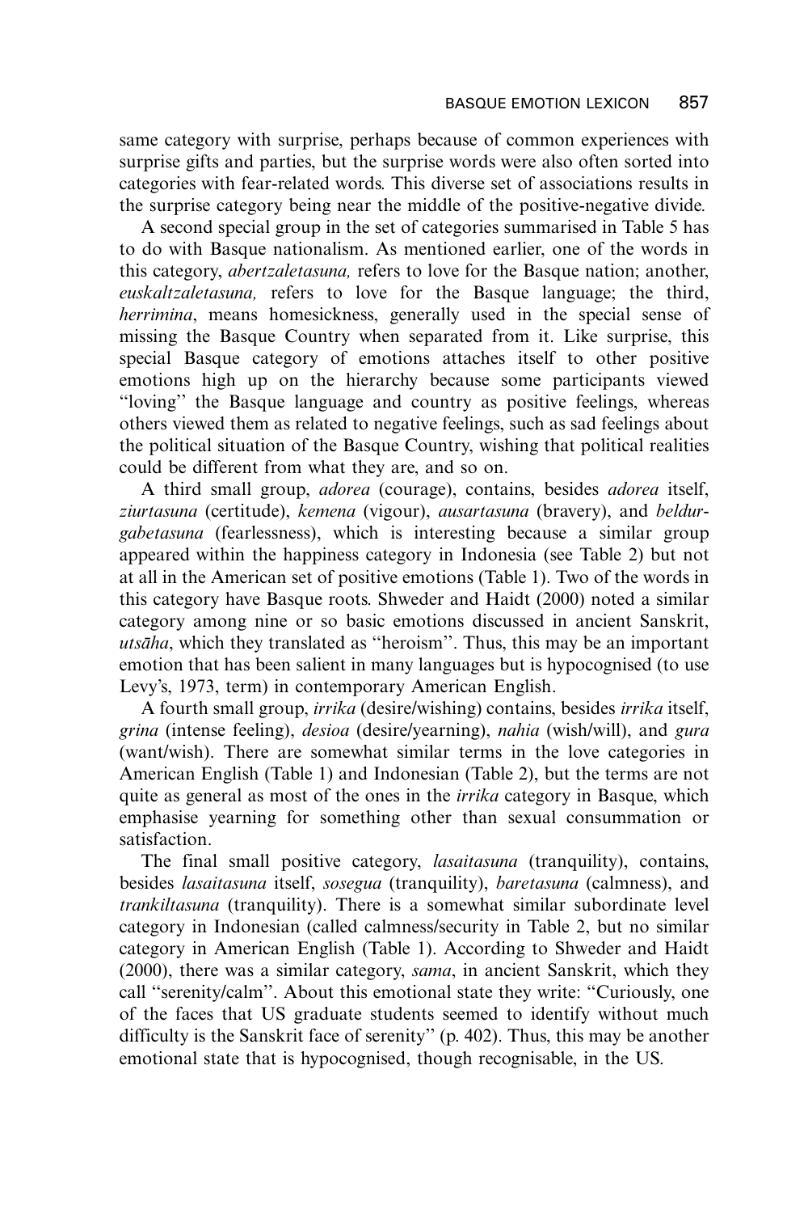same category with surprise, perhaps because of common experiences with surprise gifts and parties, but the surprise words were also often sorted into categories with fear-related words. This diverse set of associations results in the surprise category being near the middle of the positive-negative divide.

A second special group in the set of categories summarised in Table 5 has to do with Basque nationalism. As mentioned earlier, one of the words in this category, *abertzaletasuna,* refers to love for the Basque nation; another, *euskaltzaletasuna,* refers to love for the Basque language; the third, *herrimina*, means homesickness, generally used in the special sense of missing the Basque Country when separated from it. Like surprise, this special Basque category of emotions attaches itself to other positive emotions high up on the hierarchy because some participants viewed "loving" the Basque language and country as positive feelings, whereas others viewed them as related to negative feelings, such as sad feelings about the political situation of the Basque Country, wishing that political realities could be different from what they are, and so on.

A third small group, *adorea* (courage), contains, besides *adorea* itself, *ziurtasuna* (certitude), *kemena* (vigour), *ausartasuna* (bravery), and *beldurgabetasuna* (fearlessness), which is interesting because a similar group appeared within the happiness category in Indonesia (see Table 2) but not at all in the American set of positive emotions (Table 1). Two of the words in this category have Basque roots. Shweder and Haidt (2000) noted a similar category among nine or so basic emotions discussed in ancient Sanskrit, *utsāha*, which they translated as "heroism". Thus, this may be an important emotion that has been salient in many languages but is hypocognised (to use Levy's, 1973, term) in contemporary American English.

A fourth small group, *irrika* (desire/wishing) contains, besides *irrika* itself, *grina* (intense feeling), *desioa* (desire/yearning), *nahia* (wish/will), and *gura* (want/wish). There are somewhat similar terms in the love categories in American English (Table 1) and Indonesian (Table 2), but the terms are not quite as general as most of the ones in the *irrika* category in Basque, which emphasise yearning for something other than sexual consummation or satisfaction.

The final small positive category, *lasaitasuna* (tranquility), contains, besides *lasaitasuna* itself, *sosegua* (tranquility), *baretasuna* (calmness), and *trankiltasuna* (tranquility). There is a somewhat similar subordinate level category in Indonesian (called calmness/security in Table 2, but no similar category in American English (Table 1). According to Shweder and Haidt (2000), there was a similar category, *sama*, in ancient Sanskrit, which they call "serenity/calm". About this emotional state they write: "Curiously, one of the faces that US graduate students seemed to identify without much difficulty is the Sanskrit face of serenity" (p. 402). Thus, this may be another emotional state that is hypocognised, though recognisable, in the US.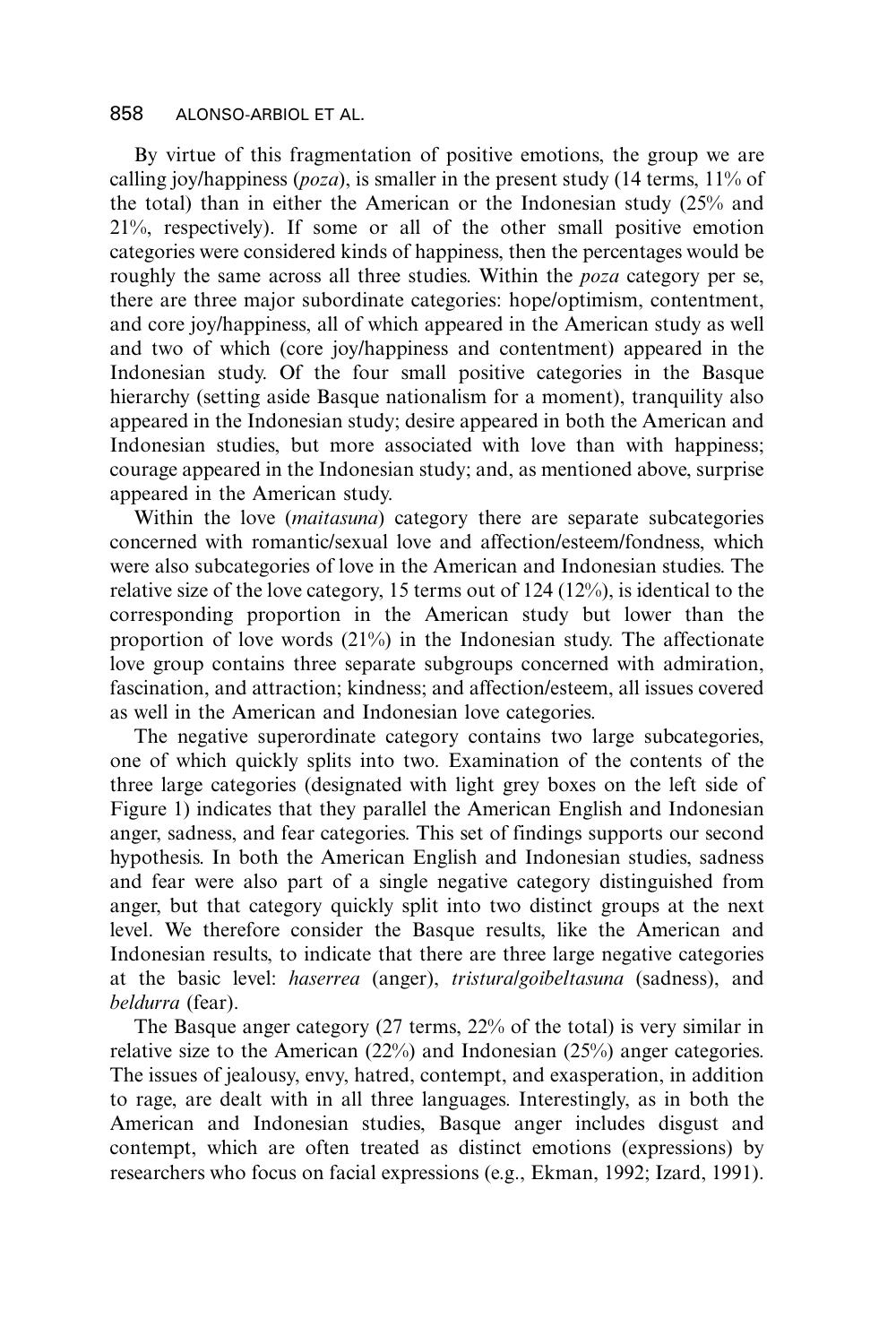By virtue of this fragmentation of positive emotions, the group we are calling joy/happiness (*poza*), is smaller in the present study (14 terms, 11% of the total) than in either the American or the Indonesian study (25% and 21%, respectively). If some or all of the other small positive emotion categories were considered kinds of happiness, then the percentages would be roughly the same across all three studies. Within the *poza* category per se, there are three major subordinate categories: hope/optimism, contentment, and core joy/happiness, all of which appeared in the American study as well and two of which (core joy/happiness and contentment) appeared in the Indonesian study. Of the four small positive categories in the Basque hierarchy (setting aside Basque nationalism for a moment), tranquility also appeared in the Indonesian study; desire appeared in both the American and Indonesian studies, but more associated with love than with happiness; courage appeared in the Indonesian study; and, as mentioned above, surprise appeared in the American study.

Within the love (*maitasuna*) category there are separate subcategories concerned with romantic/sexual love and affection/esteem/fondness, which were also subcategories of love in the American and Indonesian studies. The relative size of the love category, 15 terms out of 124 (12%), is identical to the corresponding proportion in the American study but lower than the proportion of love words (21%) in the Indonesian study. The affectionate love group contains three separate subgroups concerned with admiration, fascination, and attraction; kindness; and affection/esteem, all issues covered as well in the American and Indonesian love categories.

The negative superordinate category contains two large subcategories, one of which quickly splits into two. Examination of the contents of the three large categories (designated with light grey boxes on the left side of Figure 1) indicates that they parallel the American English and Indonesian anger, sadness, and fear categories. This set of findings supports our second hypothesis. In both the American English and Indonesian studies, sadness and fear were also part of a single negative category distinguished from anger, but that category quickly split into two distinct groups at the next level. We therefore consider the Basque results, like the American and Indonesian results, to indicate that there are three large negative categories at the basic level: *haserrea* (anger), *tristura*/*goibeltasuna* (sadness), and *beldurra* (fear).

The Basque anger category (27 terms, 22% of the total) is very similar in relative size to the American (22%) and Indonesian (25%) anger categories. The issues of jealousy, envy, hatred, contempt, and exasperation, in addition to rage, are dealt with in all three languages. Interestingly, as in both the American and Indonesian studies, Basque anger includes disgust and contempt, which are often treated as distinct emotions (expressions) by researchers who focus on facial expressions (e.g., Ekman, 1992; Izard, 1991).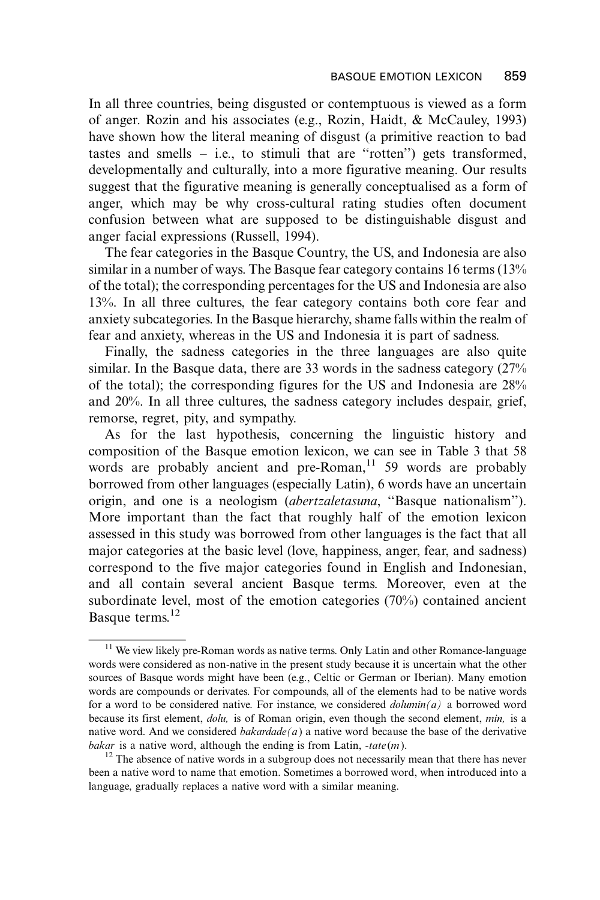In all three countries, being disgusted or contemptuous is viewed as a form of anger. Rozin and his associates (e.g., Rozin, Haidt, & McCauley, 1993) have shown how the literal meaning of disgust (a primitive reaction to bad tastes and smells – i.e., to stimuli that are "rotten") gets transformed, developmentally and culturally, into a more figurative meaning. Our results suggest that the figurative meaning is generally conceptualised as a form of anger, which may be why cross-cultural rating studies often document confusion between what are supposed to be distinguishable disgust and anger facial expressions (Russell, 1994).

The fear categories in the Basque Country, the US, and Indonesia are also similar in a number of ways. The Basque fear category contains 16 terms (13% of the total); the corresponding percentages for the US and Indonesia are also 13%. In all three cultures, the fear category contains both core fear and anxiety subcategories. In the Basque hierarchy, shame falls within the realm of fear and anxiety, whereas in the US and Indonesia it is part of sadness.

Finally, the sadness categories in the three languages are also quite similar. In the Basque data, there are 33 words in the sadness category (27% of the total); the corresponding figures for the US and Indonesia are 28% and 20%. In all three cultures, the sadness category includes despair, grief, remorse, regret, pity, and sympathy.

As for the last hypothesis, concerning the linguistic history and composition of the Basque emotion lexicon, we can see in Table 3 that 58 words are probably ancient and pre-Roman,[11] 59 words are probably borrowed from other languages (especially Latin), 6 words have an uncertain origin, and one is a neologism (*abertzaletasuna*, "Basque nationalism"). More important than the fact that roughly half of the emotion lexicon assessed in this study was borrowed from other languages is the fact that all major categories at the basic level (love, happiness, anger, fear, and sadness) correspond to the five major categories found in English and Indonesian, and all contain several ancient Basque terms. Moreover, even at the subordinate level, most of the emotion categories (70%) contained ancient Basque terms.[12]

---

[11] We view likely pre-Roman words as native terms. Only Latin and other Romance-language words were considered as non-native in the present study because it is uncertain what the other sources of Basque words might have been (e.g., Celtic or German or Iberian). Many emotion words are compounds or derivates. For compounds, all of the elements had to be native words for a word to be considered native. For instance, we considered *dolumin(a)* a borrowed word because its first element, *dolu,* is of Roman origin, even though the second element, *min,* is a native word. And we considered *bakardade(a)* a native word because the base of the derivative *bakar* is a native word, although the ending is from Latin, *-tate(m)*.

[12] The absence of native words in a subgroup does not necessarily mean that there has never been a native word to name that emotion. Sometimes a borrowed word, when introduced into a language, gradually replaces a native word with a similar meaning.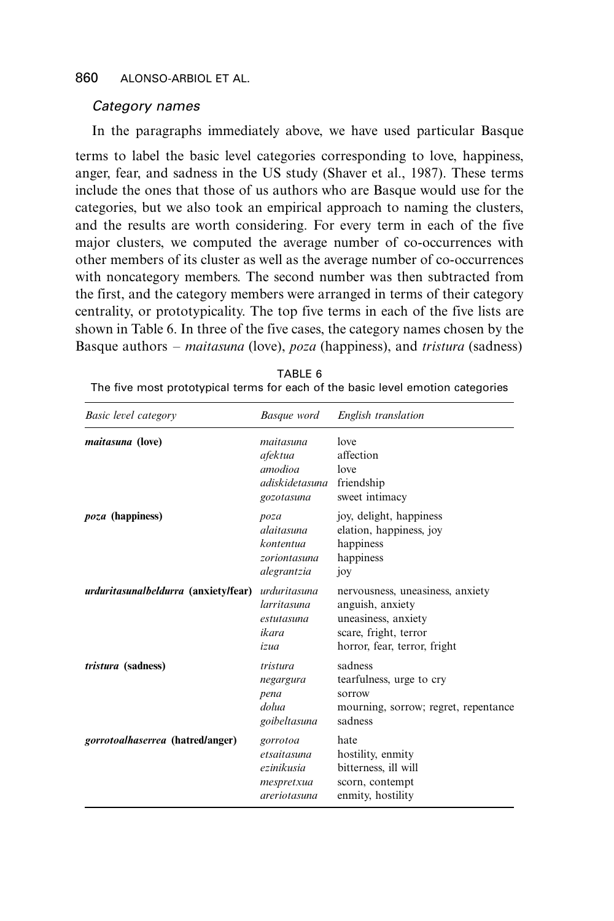### *Category names*

In the paragraphs immediately above, we have used particular Basque terms to label the basic level categories corresponding to love, happiness, anger, fear, and sadness in the US study (Shaver et al., 1987). These terms include the ones that those of us authors who are Basque would use for the categories, but we also took an empirical approach to naming the clusters, and the results are worth considering. For every term in each of the five major clusters, we computed the average number of co-occurrences with other members of its cluster as well as the average number of co-occurrences with noncategory members. The second number was then subtracted from the first, and the category members were arranged in terms of their category centrality, or prototypicality. The top five terms in each of the five lists are shown in Table 6. In three of the five cases, the category names chosen by the Basque authors – *maitasuna* (love), *poza* (happiness), and *tristura* (sadness)

TABLE 6
The five most prototypical terms for each of the basic level emotion categories

| *Basic level category* | *Basque word* | *English translation* |
|---|---|---|
| ***maitasuna* (love)** | *maitasuna* | love |
| | *afektua* | affection |
| | *amodioa* | love |
| | *adiskidetasuna* | friendship |
| | *gozotasuna* | sweet intimacy |
| ***poza* (happiness)** | *poza* | joy, delight, happiness |
| | *alaitasuna* | elation, happiness, joy |
| | *kontentua* | happiness |
| | *zoriontasuna* | happiness |
| | *alegrantzia* | joy |
| ***urduritasuna/beldurra* (anxiety/fear)** | *urduritasuna* | nervousness, uneasiness, anxiety |
| | *larritasuna* | anguish, anxiety |
| | *estutasuna* | uneasiness, anxiety |
| | *ikara* | scare, fright, terror |
| | *izua* | horror, fear, terror, fright |
| ***tristura* (sadness)** | *tristura* | sadness |
| | *negargura* | tearfulness, urge to cry |
| | *pena* | sorrow |
| | *dolua* | mourning, sorrow; regret, repentance |
| | *goibeltasuna* | sadness |
| ***gorrotoa/haserrea* (hatred/anger)** | *gorrotoa* | hate |
| | *etsaitasuna* | hostility, enmity |
| | *ezinikusia* | bitterness, ill will |
| | *mespretxua* | scorn, contempt |
| | *areriotasuna* | enmity, hostility |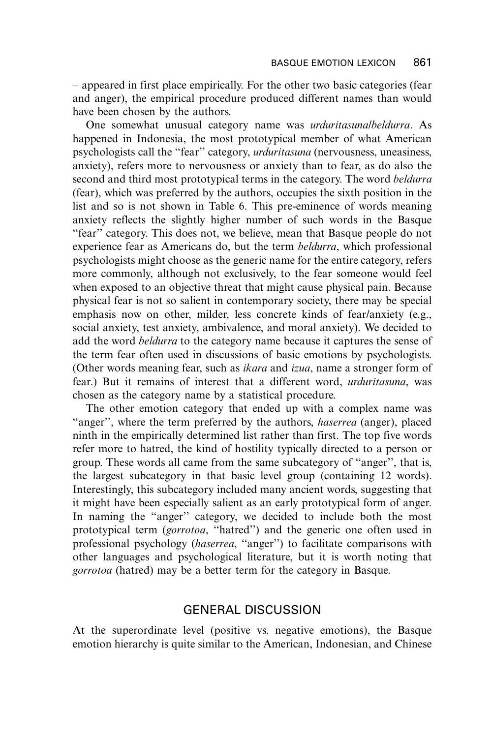– appeared in first place empirically. For the other two basic categories (fear and anger), the empirical procedure produced different names than would have been chosen by the authors.

One somewhat unusual category name was *urduritasuna/beldurra*. As happened in Indonesia, the most prototypical member of what American psychologists call the "fear" category, *urduritasuna* (nervousness, uneasiness, anxiety), refers more to nervousness or anxiety than to fear, as do also the second and third most prototypical terms in the category. The word *beldurra* (fear), which was preferred by the authors, occupies the sixth position in the list and so is not shown in Table 6. This pre-eminence of words meaning anxiety reflects the slightly higher number of such words in the Basque "fear" category. This does not, we believe, mean that Basque people do not experience fear as Americans do, but the term *beldurra*, which professional psychologists might choose as the generic name for the entire category, refers more commonly, although not exclusively, to the fear someone would feel when exposed to an objective threat that might cause physical pain. Because physical fear is not so salient in contemporary society, there may be special emphasis now on other, milder, less concrete kinds of fear/anxiety (e.g., social anxiety, test anxiety, ambivalence, and moral anxiety). We decided to add the word *beldurra* to the category name because it captures the sense of the term fear often used in discussions of basic emotions by psychologists. (Other words meaning fear, such as *ikara* and *izua*, name a stronger form of fear.) But it remains of interest that a different word, *urduritasuna*, was chosen as the category name by a statistical procedure.

The other emotion category that ended up with a complex name was "anger", where the term preferred by the authors, *haserrea* (anger), placed ninth in the empirically determined list rather than first. The top five words refer more to hatred, the kind of hostility typically directed to a person or group. These words all came from the same subcategory of "anger", that is, the largest subcategory in that basic level group (containing 12 words). Interestingly, this subcategory included many ancient words, suggesting that it might have been especially salient as an early prototypical form of anger. In naming the "anger" category, we decided to include both the most prototypical term (*gorrotoa*, "hatred") and the generic one often used in professional psychology (*haserrea*, "anger") to facilitate comparisons with other languages and psychological literature, but it is worth noting that *gorrotoa* (hatred) may be a better term for the category in Basque.

## GENERAL DISCUSSION

At the superordinate level (positive vs. negative emotions), the Basque emotion hierarchy is quite similar to the American, Indonesian, and Chinese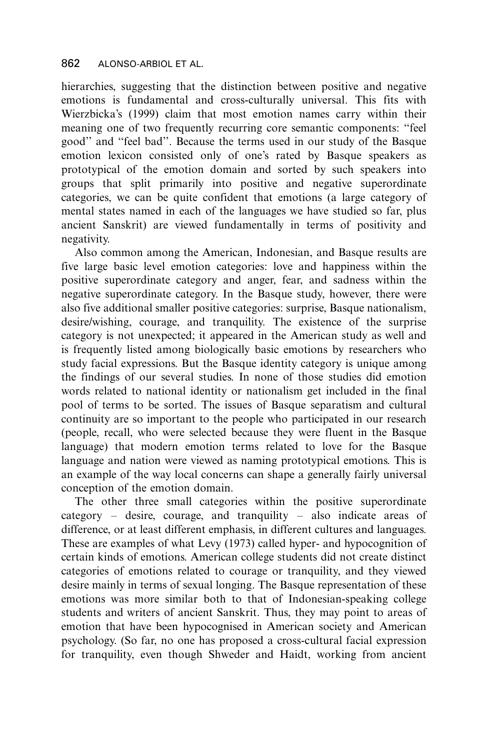hierarchies, suggesting that the distinction between positive and negative emotions is fundamental and cross-culturally universal. This fits with Wierzbicka's (1999) claim that most emotion names carry within their meaning one of two frequently recurring core semantic components: "feel good" and "feel bad". Because the terms used in our study of the Basque emotion lexicon consisted only of one's rated by Basque speakers as prototypical of the emotion domain and sorted by such speakers into groups that split primarily into positive and negative superordinate categories, we can be quite confident that emotions (a large category of mental states named in each of the languages we have studied so far, plus ancient Sanskrit) are viewed fundamentally in terms of positivity and negativity.

Also common among the American, Indonesian, and Basque results are five large basic level emotion categories: love and happiness within the positive superordinate category and anger, fear, and sadness within the negative superordinate category. In the Basque study, however, there were also five additional smaller positive categories: surprise, Basque nationalism, desire/wishing, courage, and tranquility. The existence of the surprise category is not unexpected; it appeared in the American study as well and is frequently listed among biologically basic emotions by researchers who study facial expressions. But the Basque identity category is unique among the findings of our several studies. In none of those studies did emotion words related to national identity or nationalism get included in the final pool of terms to be sorted. The issues of Basque separatism and cultural continuity are so important to the people who participated in our research (people, recall, who were selected because they were fluent in the Basque language) that modern emotion terms related to love for the Basque language and nation were viewed as naming prototypical emotions. This is an example of the way local concerns can shape a generally fairly universal conception of the emotion domain.

The other three small categories within the positive superordinate category – desire, courage, and tranquility – also indicate areas of difference, or at least different emphasis, in different cultures and languages. These are examples of what Levy (1973) called hyper- and hypocognition of certain kinds of emotions. American college students did not create distinct categories of emotions related to courage or tranquility, and they viewed desire mainly in terms of sexual longing. The Basque representation of these emotions was more similar both to that of Indonesian-speaking college students and writers of ancient Sanskrit. Thus, they may point to areas of emotion that have been hypocognised in American society and American psychology. (So far, no one has proposed a cross-cultural facial expression for tranquility, even though Shweder and Haidt, working from ancient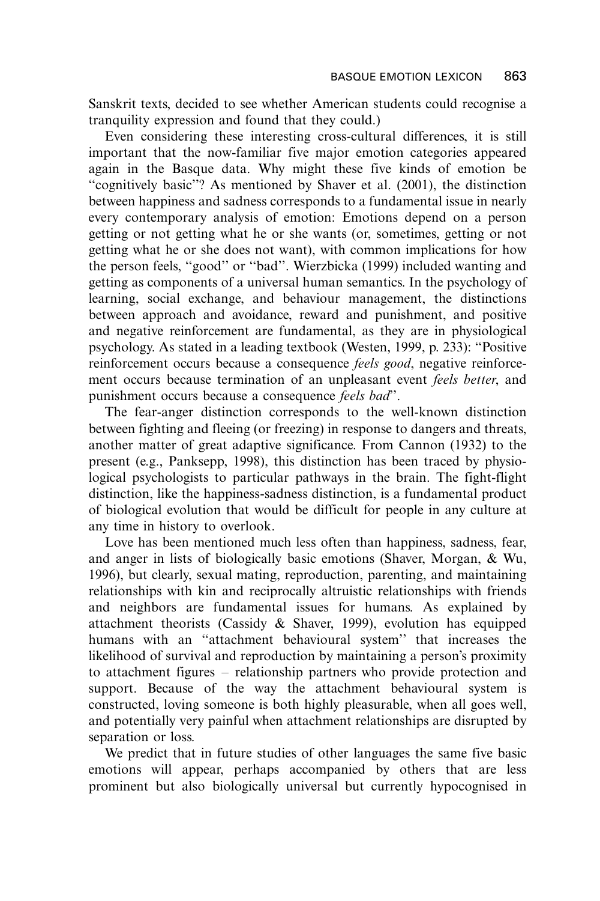Sanskrit texts, decided to see whether American students could recognise a tranquility expression and found that they could.)

Even considering these interesting cross-cultural differences, it is still important that the now-familiar five major emotion categories appeared again in the Basque data. Why might these five kinds of emotion be "cognitively basic"? As mentioned by Shaver et al. (2001), the distinction between happiness and sadness corresponds to a fundamental issue in nearly every contemporary analysis of emotion: Emotions depend on a person getting or not getting what he or she wants (or, sometimes, getting or not getting what he or she does not want), with common implications for how the person feels, "good" or "bad". Wierzbicka (1999) included wanting and getting as components of a universal human semantics. In the psychology of learning, social exchange, and behaviour management, the distinctions between approach and avoidance, reward and punishment, and positive and negative reinforcement are fundamental, as they are in physiological psychology. As stated in a leading textbook (Westen, 1999, p. 233): "Positive reinforcement occurs because a consequence *feels good*, negative reinforcement occurs because termination of an unpleasant event *feels better*, and punishment occurs because a consequence *feels bad*".

The fear-anger distinction corresponds to the well-known distinction between fighting and fleeing (or freezing) in response to dangers and threats, another matter of great adaptive significance. From Cannon (1932) to the present (e.g., Panksepp, 1998), this distinction has been traced by physiological psychologists to particular pathways in the brain. The fight-flight distinction, like the happiness-sadness distinction, is a fundamental product of biological evolution that would be difficult for people in any culture at any time in history to overlook.

Love has been mentioned much less often than happiness, sadness, fear, and anger in lists of biologically basic emotions (Shaver, Morgan, & Wu, 1996), but clearly, sexual mating, reproduction, parenting, and maintaining relationships with kin and reciprocally altruistic relationships with friends and neighbors are fundamental issues for humans. As explained by attachment theorists (Cassidy & Shaver, 1999), evolution has equipped humans with an "attachment behavioural system" that increases the likelihood of survival and reproduction by maintaining a person's proximity to attachment figures – relationship partners who provide protection and support. Because of the way the attachment behavioural system is constructed, loving someone is both highly pleasurable, when all goes well, and potentially very painful when attachment relationships are disrupted by separation or loss.

We predict that in future studies of other languages the same five basic emotions will appear, perhaps accompanied by others that are less prominent but also biologically universal but currently hypocognised in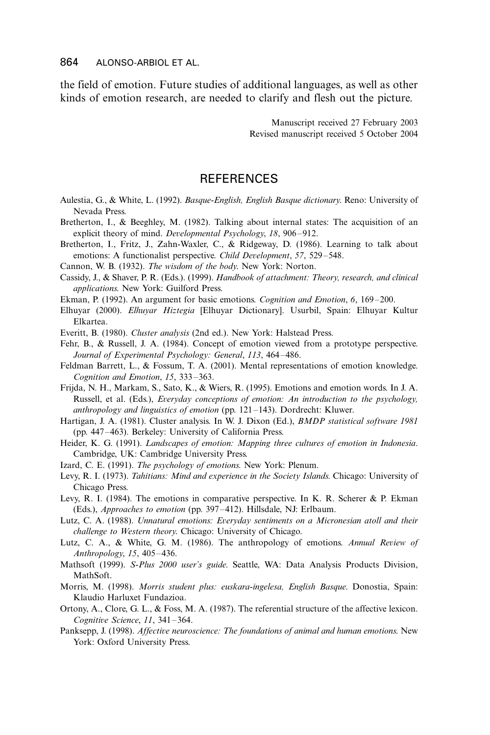the field of emotion. Future studies of additional languages, as well as other kinds of emotion research, are needed to clarify and flesh out the picture.

Manuscript received 27 February 2003
Revised manuscript received 5 October 2004

## REFERENCES

Aulestia, G., & White, L. (1992). *Basque-English, English Basque dictionary.* Reno: University of Nevada Press.

Bretherton, I., & Beeghley, M. (1982). Talking about internal states: The acquisition of an explicit theory of mind. *Developmental Psychology*, *18*, 906–912.

Bretherton, I., Fritz, J., Zahn-Waxler, C., & Ridgeway, D. (1986). Learning to talk about emotions: A functionalist perspective. *Child Development*, *57*, 529–548.

Cannon, W. B. (1932). *The wisdom of the body.* New York: Norton.

Cassidy, J., & Shaver, P. R. (Eds.). (1999). *Handbook of attachment: Theory, research, and clinical applications.* New York: Guilford Press.

Ekman, P. (1992). An argument for basic emotions. *Cognition and Emotion*, *6*, 169–200.

Elhuyar (2000). *Elhuyar Hiztegia* [Elhuyar Dictionary]. Usurbil, Spain: Elhuyar Kultur Elkartea.

Everitt, B. (1980). *Cluster analysis* (2nd ed.). New York: Halstead Press.

Fehr, B., & Russell, J. A. (1984). Concept of emotion viewed from a prototype perspective. *Journal of Experimental Psychology: General*, *113*, 464–486.

Feldman Barrett, L., & Fossum, T. A. (2001). Mental representations of emotion knowledge. *Cognition and Emotion*, *15*, 333–363.

Frijda, N. H., Markam, S., Sato, K., & Wiers, R. (1995). Emotions and emotion words. In J. A. Russell, et al. (Eds.), *Everyday conceptions of emotion: An introduction to the psychology, anthropology and linguistics of emotion* (pp. 121–143). Dordrecht: Kluwer.

Hartigan, J. A. (1981). Cluster analysis. In W. J. Dixon (Ed.), *BMDP statistical software 1981* (pp. 447–463). Berkeley: University of California Press.

Heider, K. G. (1991). *Landscapes of emotion: Mapping three cultures of emotion in Indonesia*. Cambridge, UK: Cambridge University Press.

Izard, C. E. (1991). *The psychology of emotions.* New York: Plenum.

Levy, R. I. (1973). *Tahitians: Mind and experience in the Society Islands.* Chicago: University of Chicago Press.

Levy, R. I. (1984). The emotions in comparative perspective. In K. R. Scherer & P. Ekman (Eds.), *Approaches to emotion* (pp. 397–412). Hillsdale, NJ: Erlbaum.

Lutz, C. A. (1988). *Unnatural emotions: Everyday sentiments on a Micronesian atoll and their challenge to Western theory.* Chicago: University of Chicago.

Lutz, C. A., & White, G. M. (1986). The anthropology of emotions. *Annual Review of Anthropology*, *15*, 405–436.

Mathsoft (1999). *S-Plus 2000 user's guide.* Seattle, WA: Data Analysis Products Division, MathSoft.

Morris, M. (1998). *Morris student plus: euskara-ingelesa, English Basque.* Donostia, Spain: Klaudio Harluxet Fundazioa.

Ortony, A., Clore, G. L., & Foss, M. A. (1987). The referential structure of the affective lexicon. *Cognitive Science*, *11*, 341–364.

Panksepp, J. (1998). *Affective neuroscience: The foundations of animal and human emotions.* New York: Oxford University Press.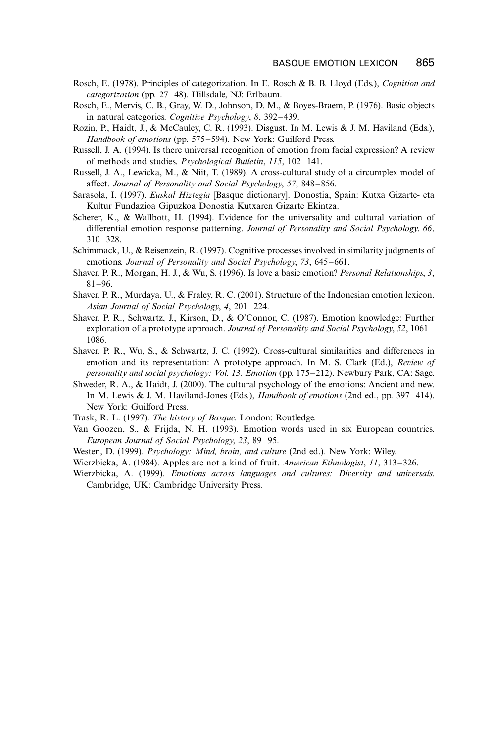Rosch, E. (1978). Principles of categorization. In E. Rosch & B. B. Lloyd (Eds.), *Cognition and categorization* (pp. 27–48). Hillsdale, NJ: Erlbaum.

Rosch, E., Mervis, C. B., Gray, W. D., Johnson, D. M., & Boyes-Braem, P. (1976). Basic objects in natural categories. *Cognitive Psychology*, *8*, 392–439.

Rozin, P., Haidt, J., & McCauley, C. R. (1993). Disgust. In M. Lewis & J. M. Haviland (Eds.), *Handbook of emotions* (pp. 575–594). New York: Guilford Press.

Russell, J. A. (1994). Is there universal recognition of emotion from facial expression? A review of methods and studies. *Psychological Bulletin*, *115*, 102–141.

Russell, J. A., Lewicka, M., & Niit, T. (1989). A cross-cultural study of a circumplex model of affect. *Journal of Personality and Social Psychology*, *57*, 848–856.

Sarasola, I. (1997). *Euskal Hiztegia* [Basque dictionary]. Donostia, Spain: Kutxa Gizarte- eta Kultur Fundazioa Gipuzkoa Donostia Kutxaren Gizarte Ekintza.

Scherer, K., & Wallbott, H. (1994). Evidence for the universality and cultural variation of differential emotion response patterning. *Journal of Personality and Social Psychology*, *66*, 310–328.

Schimmack, U., & Reisenzein, R. (1997). Cognitive processes involved in similarity judgments of emotions. *Journal of Personality and Social Psychology*, *73*, 645–661.

Shaver, P. R., Morgan, H. J., & Wu, S. (1996). Is love a basic emotion? *Personal Relationships*, *3*, 81–96.

Shaver, P. R., Murdaya, U., & Fraley, R. C. (2001). Structure of the Indonesian emotion lexicon. *Asian Journal of Social Psychology*, *4*, 201–224.

Shaver, P. R., Schwartz, J., Kirson, D., & O'Connor, C. (1987). Emotion knowledge: Further exploration of a prototype approach. *Journal of Personality and Social Psychology*, *52*, 1061–1086.

Shaver, P. R., Wu, S., & Schwartz, J. C. (1992). Cross-cultural similarities and differences in emotion and its representation: A prototype approach. In M. S. Clark (Ed.), *Review of personality and social psychology: Vol. 13. Emotion* (pp. 175–212). Newbury Park, CA: Sage.

Shweder, R. A., & Haidt, J. (2000). The cultural psychology of the emotions: Ancient and new. In M. Lewis & J. M. Haviland-Jones (Eds.), *Handbook of emotions* (2nd ed., pp. 397–414). New York: Guilford Press.

Trask, R. L. (1997). *The history of Basque*. London: Routledge.

Van Goozen, S., & Frijda, N. H. (1993). Emotion words used in six European countries. *European Journal of Social Psychology*, *23*, 89–95.

Westen, D. (1999). *Psychology: Mind, brain, and culture* (2nd ed.). New York: Wiley.

Wierzbicka, A. (1984). Apples are not a kind of fruit. *American Ethnologist*, *11*, 313–326.

Wierzbicka, A. (1999). *Emotions across languages and cultures: Diversity and universals*. Cambridge, UK: Cambridge University Press.